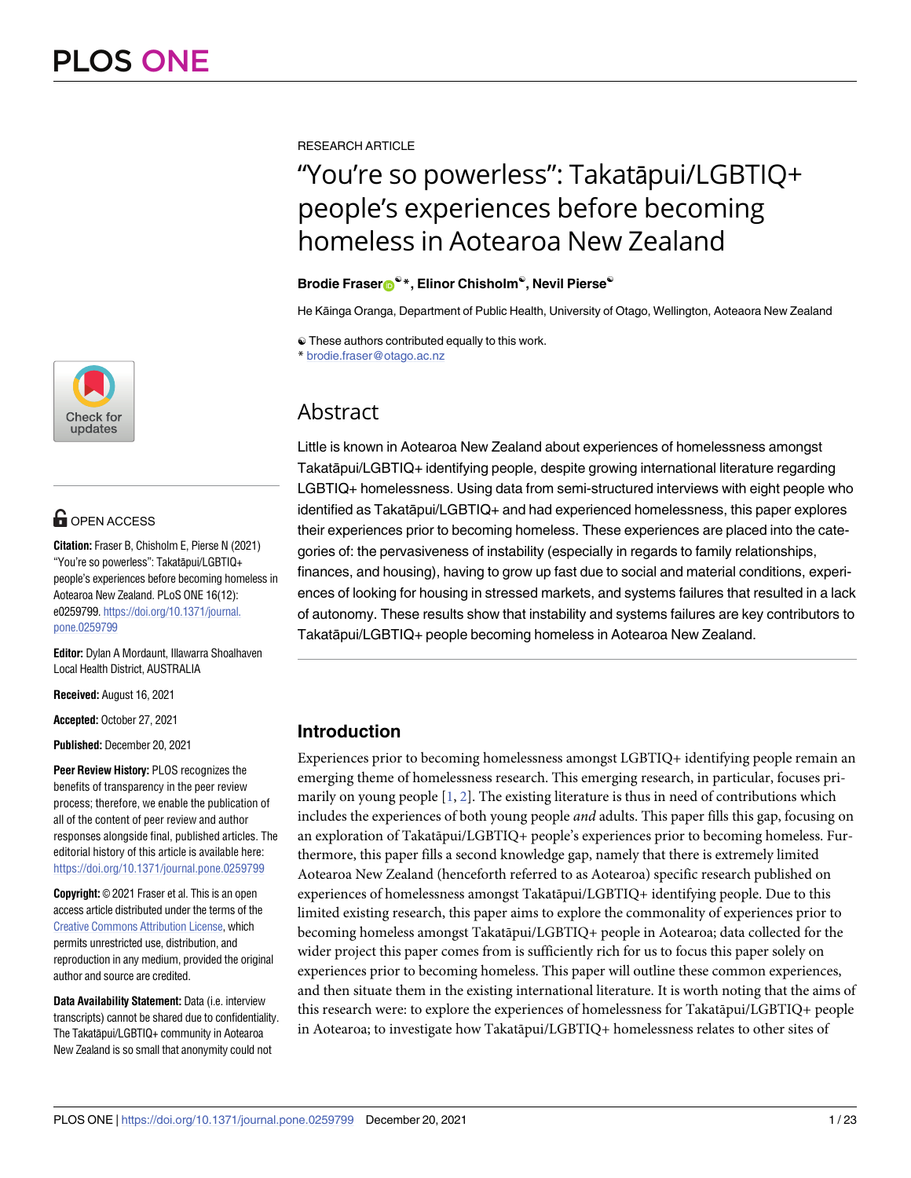RESEARCH ARTICLE

# "You're so powerless": Takatāpui/LGBTIQ+ people's experiences before becoming homeless in Aotearoa New Zealand

**Brodie Fraser*, Elinor Chisholm, Nevil Pierse**

He Kāinga Oranga, Department of Public Health, University of Otago, Wellington, Aoteaora New Zealand

These authors contributed equally to this work.

* brodie.fraser@otago.ac.nz

OPEN ACCESS

**Citation:** Fraser B, Chisholm E, Pierse N (2021) "You're so powerless": Takatāpui/LGBTIQ+ people's experiences before becoming homeless in Aotearoa New Zealand. PLoS ONE 16(12): e0259799. https://doi.org/10.1371/journal.pone.0259799

**Editor:** Dylan A Mordaunt, Illawarra Shoalhaven Local Health District, AUSTRALIA

**Received:** August 16, 2021

**Accepted:** October 27, 2021

**Published:** December 20, 2021

**Peer Review History:** PLOS recognizes the benefits of transparency in the peer review process; therefore, we enable the publication of all of the content of peer review and author responses alongside final, published articles. The editorial history of this article is available here: https://doi.org/10.1371/journal.pone.0259799

**Copyright:** © 2021 Fraser et al. This is an open access article distributed under the terms of the Creative Commons Attribution License, which permits unrestricted use, distribution, and reproduction in any medium, provided the original author and source are credited.

**Data Availability Statement:** Data (i.e. interview transcripts) cannot be shared due to confidentiality. The Takatāpui/LGBTIQ+ community in Aotearoa New Zealand is so small that anonymity could not

## Abstract

Little is known in Aotearoa New Zealand about experiences of homelessness amongst Takatāpui/LGBTIQ+ identifying people, despite growing international literature regarding LGBTIQ+ homelessness. Using data from semi-structured interviews with eight people who identified as Takatāpui/LGBTIQ+ and had experienced homelessness, this paper explores their experiences prior to becoming homeless. These experiences are placed into the categories of: the pervasiveness of instability (especially in regards to family relationships, finances, and housing), having to grow up fast due to social and material conditions, experiences of looking for housing in stressed markets, and systems failures that resulted in a lack of autonomy. These results show that instability and systems failures are key contributors to Takatāpui/LGBTIQ+ people becoming homeless in Aotearoa New Zealand.

## Introduction

Experiences prior to becoming homelessness amongst LGBTIQ+ identifying people remain an emerging theme of homelessness research. This emerging research, in particular, focuses primarily on young people [1, 2]. The existing literature is thus in need of contributions which includes the experiences of both young people *and* adults. This paper fills this gap, focusing on an exploration of Takatāpui/LGBTIQ+ people's experiences prior to becoming homeless. Furthermore, this paper fills a second knowledge gap, namely that there is extremely limited Aotearoa New Zealand (henceforth referred to as Aotearoa) specific research published on experiences of homelessness amongst Takatāpui/LGBTIQ+ identifying people. Due to this limited existing research, this paper aims to explore the commonality of experiences prior to becoming homeless amongst Takatāpui/LGBTIQ+ people in Aotearoa; data collected for the wider project this paper comes from is sufficiently rich for us to focus this paper solely on experiences prior to becoming homeless. This paper will outline these common experiences, and then situate them in the existing international literature. It is worth noting that the aims of this research were: to explore the experiences of homelessness for Takatāpui/LGBTIQ+ people in Aotearoa; to investigate how Takatāpui/LGBTIQ+ homelessness relates to other sites of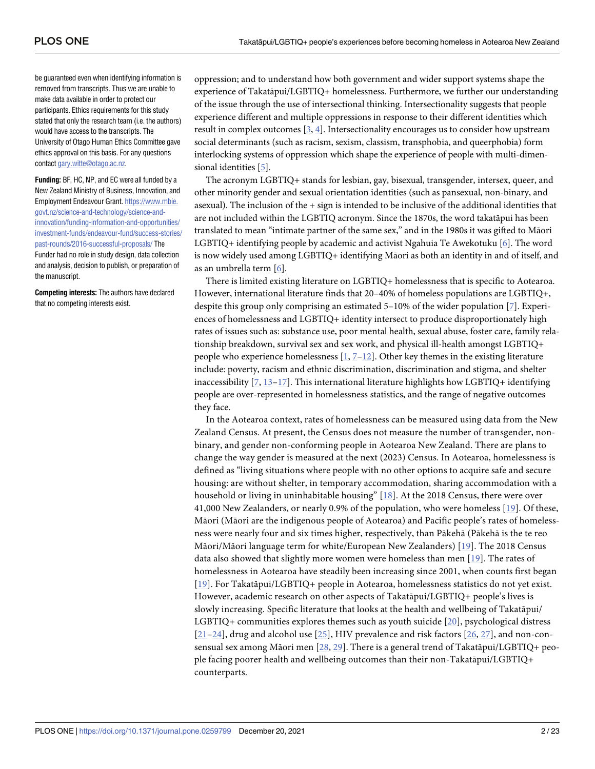be guaranteed even when identifying information is removed from transcripts. Thus we are unable to make data available in order to protect our participants. Ethics requirements for this study stated that only the research team (i.e. the authors) would have access to the transcripts. The University of Otago Human Ethics Committee gave ethics approval on this basis. For any questions contact gary.witte@otago.ac.nz.

**Funding:** BF, HC, NP, and EC were all funded by a New Zealand Ministry of Business, Innovation, and Employment Endeavour Grant. https://www.mbie.govt.nz/science-and-technology/science-and-innovation/funding-information-and-opportunities/investment-funds/endeavour-fund/success-stories/past-rounds/2016-successful-proposals/ The Funder had no role in study design, data collection and analysis, decision to publish, or preparation of the manuscript.

**Competing interests:** The authors have declared that no competing interests exist.

oppression; and to understand how both government and wider support systems shape the experience of Takatāpui/LGBTIQ+ homelessness. Furthermore, we further our understanding of the issue through the use of intersectional thinking. Intersectionality suggests that people experience different and multiple oppressions in response to their different identities which result in complex outcomes [3, 4]. Intersectionality encourages us to consider how upstream social determinants (such as racism, sexism, classism, transphobia, and queerphobia) form interlocking systems of oppression which shape the experience of people with multi-dimensional identities [5].

The acronym LGBTIQ+ stands for lesbian, gay, bisexual, transgender, intersex, queer, and other minority gender and sexual orientation identities (such as pansexual, non-binary, and asexual). The inclusion of the + sign is intended to be inclusive of the additional identities that are not included within the LGBTIQ acronym. Since the 1870s, the word takatāpui has been translated to mean "intimate partner of the same sex," and in the 1980s it was gifted to Māori LGBTIQ+ identifying people by academic and activist Ngahuia Te Awekotuku [6]. The word is now widely used among LGBTIQ+ identifying Māori as both an identity in and of itself, and as an umbrella term [6].

There is limited existing literature on LGBTIQ+ homelessness that is specific to Aotearoa. However, international literature finds that 20–40% of homeless populations are LGBTIQ+, despite this group only comprising an estimated 5–10% of the wider population [7]. Experiences of homelessness and LGBTIQ+ identity intersect to produce disproportionately high rates of issues such as: substance use, poor mental health, sexual abuse, foster care, family relationship breakdown, survival sex and sex work, and physical ill-health amongst LGBTIQ+ people who experience homelessness [1, 7–12]. Other key themes in the existing literature include: poverty, racism and ethnic discrimination, discrimination and stigma, and shelter inaccessibility [7, 13–17]. This international literature highlights how LGBTIQ+ identifying people are over-represented in homelessness statistics, and the range of negative outcomes they face.

In the Aotearoa context, rates of homelessness can be measured using data from the New Zealand Census. At present, the Census does not measure the number of transgender, non-binary, and gender non-conforming people in Aotearoa New Zealand. There are plans to change the way gender is measured at the next (2023) Census. In Aotearoa, homelessness is defined as "living situations where people with no other options to acquire safe and secure housing: are without shelter, in temporary accommodation, sharing accommodation with a household or living in uninhabitable housing" [18]. At the 2018 Census, there were over 41,000 New Zealanders, or nearly 0.9% of the population, who were homeless [19]. Of these, Māori (Māori are the indigenous people of Aotearoa) and Pacific people's rates of homelessness were nearly four and six times higher, respectively, than Pākehā (Pākehā is the te reo Māori/Māori language term for white/European New Zealanders) [19]. The 2018 Census data also showed that slightly more women were homeless than men [19]. The rates of homelessness in Aotearoa have steadily been increasing since 2001, when counts first began [19]. For Takatāpui/LGBTIQ+ people in Aotearoa, homelessness statistics do not yet exist. However, academic research on other aspects of Takatāpui/LGBTIQ+ people's lives is slowly increasing. Specific literature that looks at the health and wellbeing of Takatāpui/LGBTIQ+ communities explores themes such as youth suicide [20], psychological distress [21–24], drug and alcohol use [25], HIV prevalence and risk factors [26, 27], and non-consensual sex among Māori men [28, 29]. There is a general trend of Takatāpui/LGBTIQ+ people facing poorer health and wellbeing outcomes than their non-Takatāpui/LGBTIQ+ counterparts.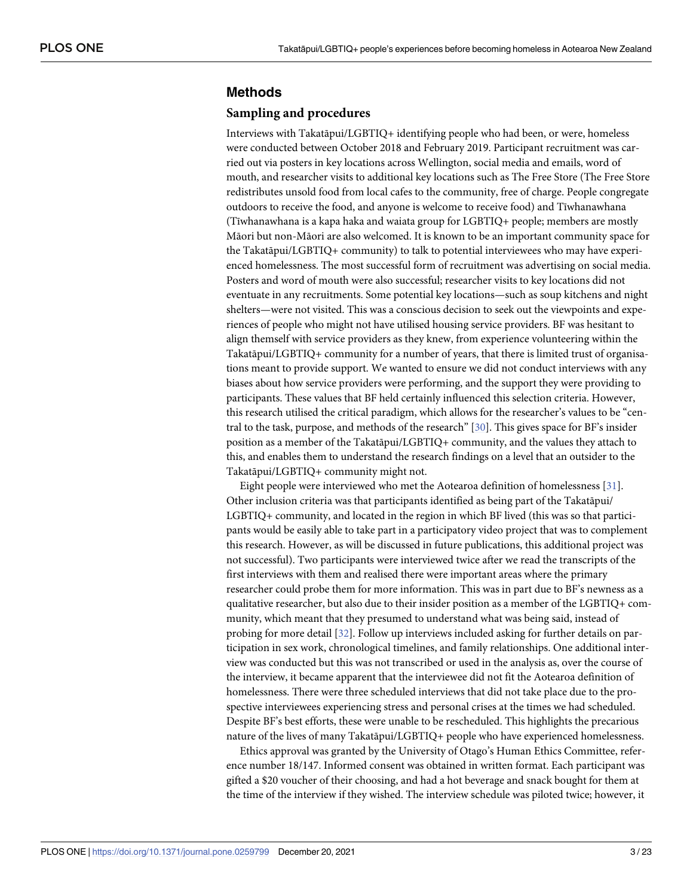## Methods

### Sampling and procedures

Interviews with Takatāpui/LGBTIQ+ identifying people who had been, or were, homeless were conducted between October 2018 and February 2019. Participant recruitment was carried out via posters in key locations across Wellington, social media and emails, word of mouth, and researcher visits to additional key locations such as The Free Store (The Free Store redistributes unsold food from local cafes to the community, free of charge. People congregate outdoors to receive the food, and anyone is welcome to receive food) and Tīwhanawhana (Tīwhanawhana is a kapa haka and waiata group for LGBTIQ+ people; members are mostly Māori but non-Māori are also welcomed. It is known to be an important community space for the Takatāpui/LGBTIQ+ community) to talk to potential interviewees who may have experienced homelessness. The most successful form of recruitment was advertising on social media. Posters and word of mouth were also successful; researcher visits to key locations did not eventuate in any recruitments. Some potential key locations—such as soup kitchens and night shelters—were not visited. This was a conscious decision to seek out the viewpoints and experiences of people who might not have utilised housing service providers. BF was hesitant to align themself with service providers as they knew, from experience volunteering within the Takatāpui/LGBTIQ+ community for a number of years, that there is limited trust of organisations meant to provide support. We wanted to ensure we did not conduct interviews with any biases about how service providers were performing, and the support they were providing to participants. These values that BF held certainly influenced this selection criteria. However, this research utilised the critical paradigm, which allows for the researcher's values to be "central to the task, purpose, and methods of the research" [30]. This gives space for BF's insider position as a member of the Takatāpui/LGBTIQ+ community, and the values they attach to this, and enables them to understand the research findings on a level that an outsider to the Takatāpui/LGBTIQ+ community might not.

Eight people were interviewed who met the Aotearoa definition of homelessness [31]. Other inclusion criteria was that participants identified as being part of the Takatāpui/LGBTIQ+ community, and located in the region in which BF lived (this was so that participants would be easily able to take part in a participatory video project that was to complement this research. However, as will be discussed in future publications, this additional project was not successful). Two participants were interviewed twice after we read the transcripts of the first interviews with them and realised there were important areas where the primary researcher could probe them for more information. This was in part due to BF's newness as a qualitative researcher, but also due to their insider position as a member of the LGBTIQ+ community, which meant that they presumed to understand what was being said, instead of probing for more detail [32]. Follow up interviews included asking for further details on participation in sex work, chronological timelines, and family relationships. One additional interview was conducted but this was not transcribed or used in the analysis as, over the course of the interview, it became apparent that the interviewee did not fit the Aotearoa definition of homelessness. There were three scheduled interviews that did not take place due to the prospective interviewees experiencing stress and personal crises at the times we had scheduled. Despite BF's best efforts, these were unable to be rescheduled. This highlights the precarious nature of the lives of many Takatāpui/LGBTIQ+ people who have experienced homelessness.

Ethics approval was granted by the University of Otago's Human Ethics Committee, reference number 18/147. Informed consent was obtained in written format. Each participant was gifted a $20 voucher of their choosing, and had a hot beverage and snack bought for them at the time of the interview if they wished. The interview schedule was piloted twice; however, it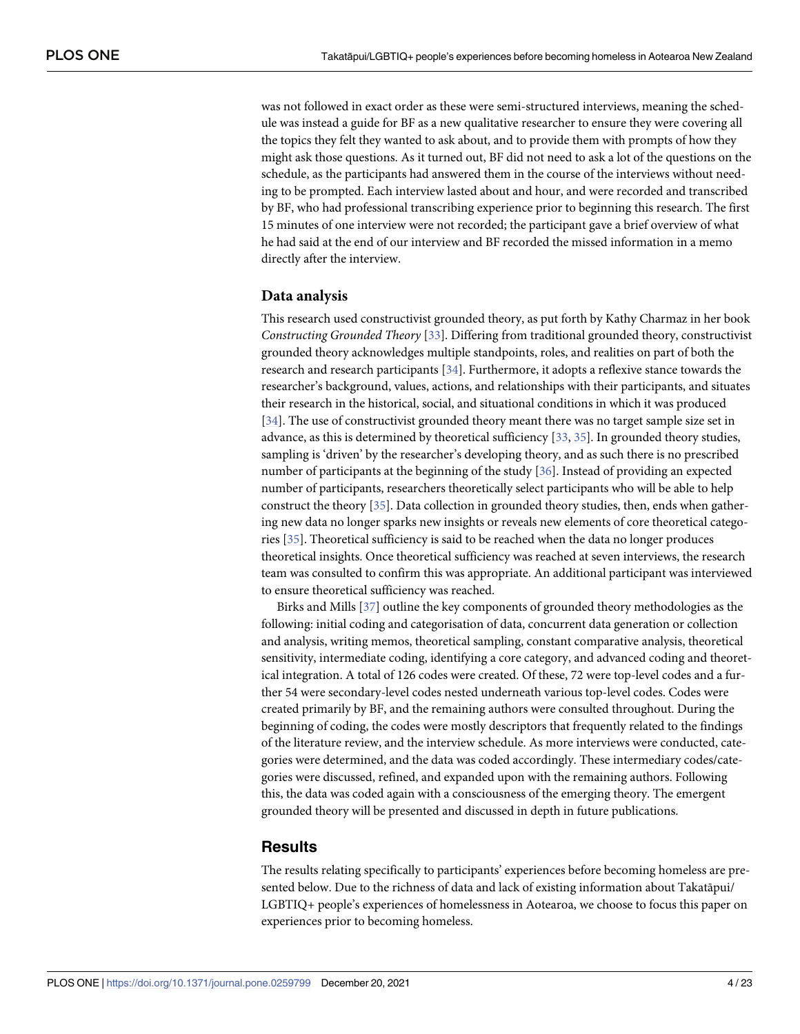was not followed in exact order as these were semi-structured interviews, meaning the schedule was instead a guide for BF as a new qualitative researcher to ensure they were covering all the topics they felt they wanted to ask about, and to provide them with prompts of how they might ask those questions. As it turned out, BF did not need to ask a lot of the questions on the schedule, as the participants had answered them in the course of the interviews without needing to be prompted. Each interview lasted about and hour, and were recorded and transcribed by BF, who had professional transcribing experience prior to beginning this research. The first 15 minutes of one interview were not recorded; the participant gave a brief overview of what he had said at the end of our interview and BF recorded the missed information in a memo directly after the interview.

### Data analysis

This research used constructivist grounded theory, as put forth by Kathy Charmaz in her book *Constructing Grounded Theory* [33]. Differing from traditional grounded theory, constructivist grounded theory acknowledges multiple standpoints, roles, and realities on part of both the research and research participants [34]. Furthermore, it adopts a reflexive stance towards the researcher's background, values, actions, and relationships with their participants, and situates their research in the historical, social, and situational conditions in which it was produced [34]. The use of constructivist grounded theory meant there was no target sample size set in advance, as this is determined by theoretical sufficiency [33, 35]. In grounded theory studies, sampling is 'driven' by the researcher's developing theory, and as such there is no prescribed number of participants at the beginning of the study [36]. Instead of providing an expected number of participants, researchers theoretically select participants who will be able to help construct the theory [35]. Data collection in grounded theory studies, then, ends when gathering new data no longer sparks new insights or reveals new elements of core theoretical categories [35]. Theoretical sufficiency is said to be reached when the data no longer produces theoretical insights. Once theoretical sufficiency was reached at seven interviews, the research team was consulted to confirm this was appropriate. An additional participant was interviewed to ensure theoretical sufficiency was reached.

Birks and Mills [37] outline the key components of grounded theory methodologies as the following: initial coding and categorisation of data, concurrent data generation or collection and analysis, writing memos, theoretical sampling, constant comparative analysis, theoretical sensitivity, intermediate coding, identifying a core category, and advanced coding and theoretical integration. A total of 126 codes were created. Of these, 72 were top-level codes and a further 54 were secondary-level codes nested underneath various top-level codes. Codes were created primarily by BF, and the remaining authors were consulted throughout. During the beginning of coding, the codes were mostly descriptors that frequently related to the findings of the literature review, and the interview schedule. As more interviews were conducted, categories were determined, and the data was coded accordingly. These intermediary codes/categories were discussed, refined, and expanded upon with the remaining authors. Following this, the data was coded again with a consciousness of the emerging theory. The emergent grounded theory will be presented and discussed in depth in future publications.

## Results

The results relating specifically to participants' experiences before becoming homeless are presented below. Due to the richness of data and lack of existing information about Takatāpui/LGBTIQ+ people's experiences of homelessness in Aotearoa, we choose to focus this paper on experiences prior to becoming homeless.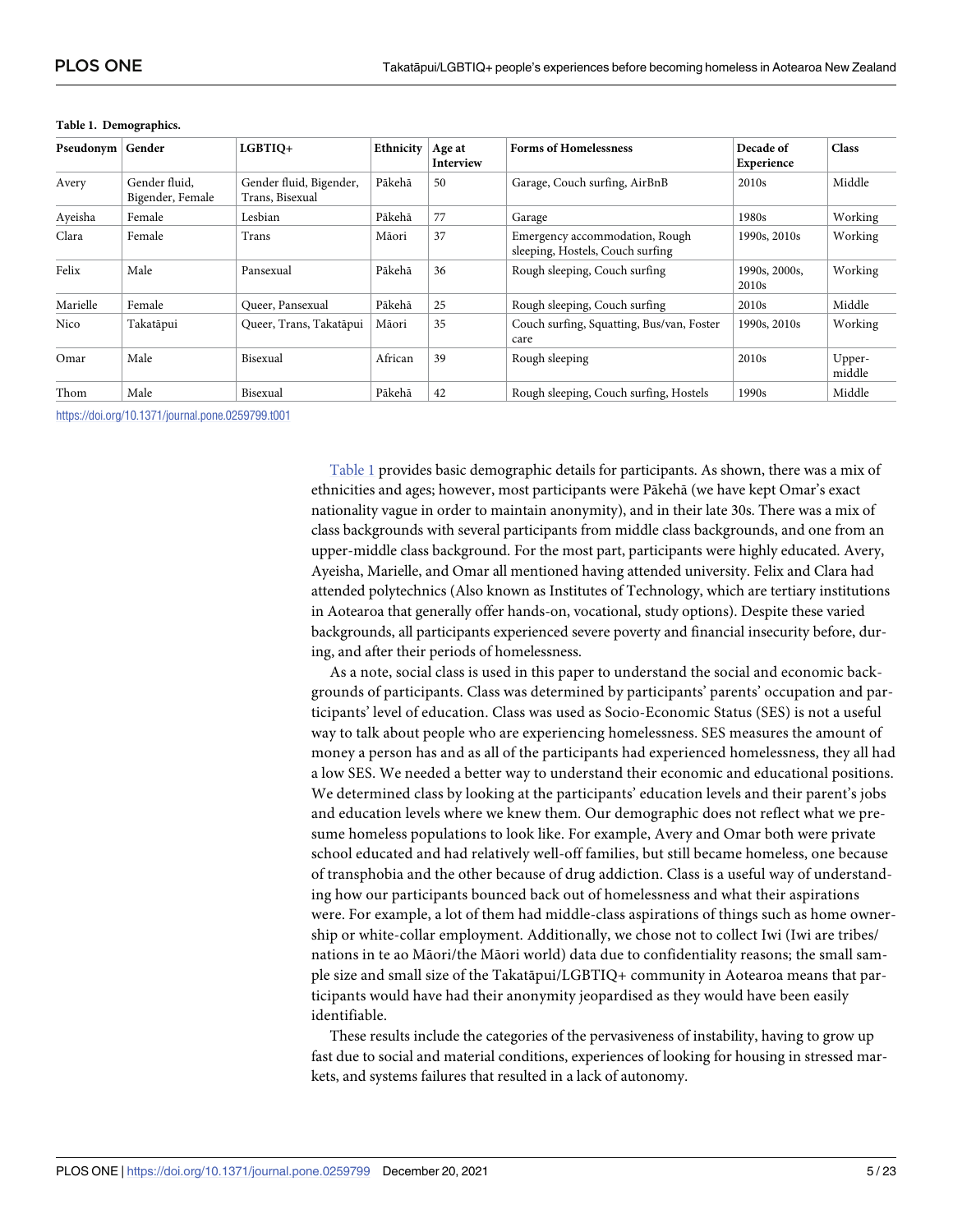**Table 1. Demographics.**

| Pseudonym | Gender | LGBTIQ+ | Ethnicity | Age at Interview | Forms of Homelessness | Decade of Experience | Class |
|---|---|---|---|---|---|---|---|
| Avery | Gender fluid, Bigender, Female | Gender fluid, Bigender, Trans, Bisexual | Pākehā | 50 | Garage, Couch surfing, AirBnB | 2010s | Middle |
| Ayeisha | Female | Lesbian | Pākehā | 77 | Garage | 1980s | Working |
| Clara | Female | Trans | Māori | 37 | Emergency accommodation, Rough sleeping, Hostels, Couch surfing | 1990s, 2010s | Working |
| Felix | Male | Pansexual | Pākehā | 36 | Rough sleeping, Couch surfing | 1990s, 2000s, 2010s | Working |
| Marielle | Female | Queer, Pansexual | Pākehā | 25 | Rough sleeping, Couch surfing | 2010s | Middle |
| Nico | Takatāpui | Queer, Trans, Takatāpui | Māori | 35 | Couch surfing, Squatting, Bus/van, Foster care | 1990s, 2010s | Working |
| Omar | Male | Bisexual | African | 39 | Rough sleeping | 2010s | Upper-middle |
| Thom | Male | Bisexual | Pākehā | 42 | Rough sleeping, Couch surfing, Hostels | 1990s | Middle |

https://doi.org/10.1371/journal.pone.0259799.t001

Table 1 provides basic demographic details for participants. As shown, there was a mix of ethnicities and ages; however, most participants were Pākehā (we have kept Omar's exact nationality vague in order to maintain anonymity), and in their late 30s. There was a mix of class backgrounds with several participants from middle class backgrounds, and one from an upper-middle class background. For the most part, participants were highly educated. Avery, Ayeisha, Marielle, and Omar all mentioned having attended university. Felix and Clara had attended polytechnics (Also known as Institutes of Technology, which are tertiary institutions in Aotearoa that generally offer hands-on, vocational, study options). Despite these varied backgrounds, all participants experienced severe poverty and financial insecurity before, during, and after their periods of homelessness.

As a note, social class is used in this paper to understand the social and economic backgrounds of participants. Class was determined by participants' parents' occupation and participants' level of education. Class was used as Socio-Economic Status (SES) is not a useful way to talk about people who are experiencing homelessness. SES measures the amount of money a person has and as all of the participants had experienced homelessness, they all had a low SES. We needed a better way to understand their economic and educational positions. We determined class by looking at the participants' education levels and their parent's jobs and education levels where we knew them. Our demographic does not reflect what we presume homeless populations to look like. For example, Avery and Omar both were private school educated and had relatively well-off families, but still became homeless, one because of transphobia and the other because of drug addiction. Class is a useful way of understanding how our participants bounced back out of homelessness and what their aspirations were. For example, a lot of them had middle-class aspirations of things such as home ownership or white-collar employment. Additionally, we chose not to collect Iwi (Iwi are tribes/nations in te ao Māori/the Māori world) data due to confidentiality reasons; the small sample size and small size of the Takatāpui/LGBTIQ+ community in Aotearoa means that participants would have had their anonymity jeopardised as they would have been easily identifiable.

These results include the categories of the pervasiveness of instability, having to grow up fast due to social and material conditions, experiences of looking for housing in stressed markets, and systems failures that resulted in a lack of autonomy.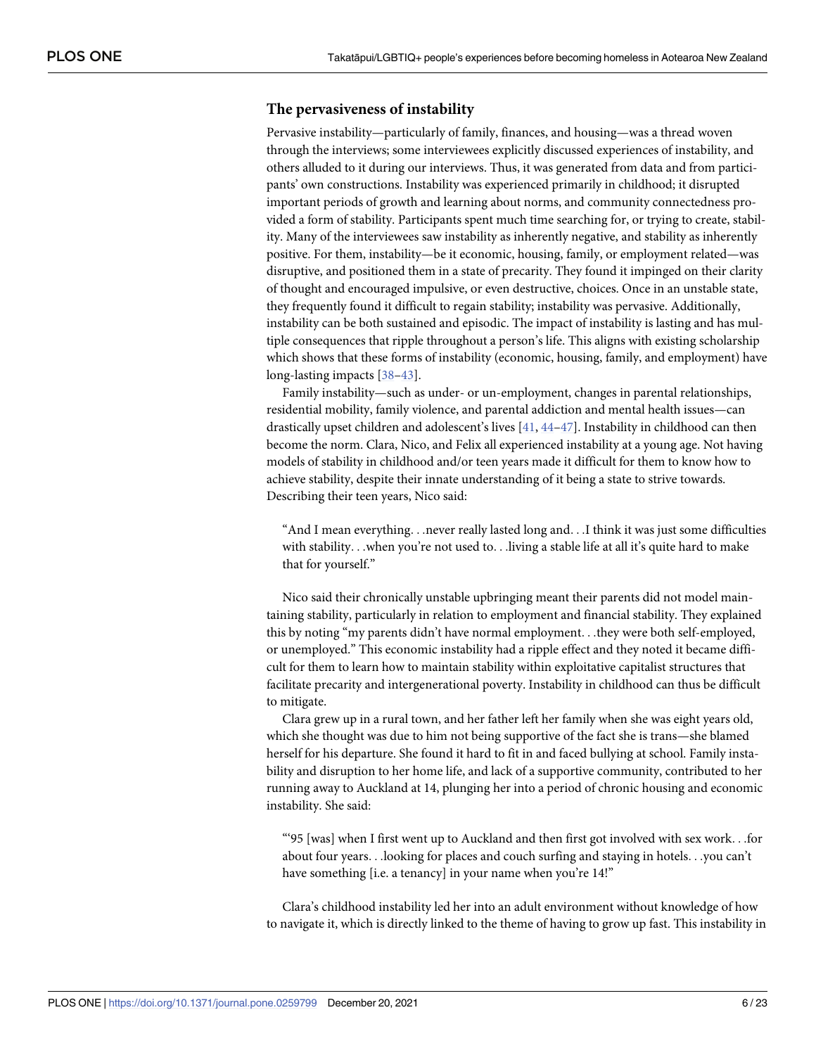### The pervasiveness of instability

Pervasive instability—particularly of family, finances, and housing—was a thread woven through the interviews; some interviewees explicitly discussed experiences of instability, and others alluded to it during our interviews. Thus, it was generated from data and from participants' own constructions. Instability was experienced primarily in childhood; it disrupted important periods of growth and learning about norms, and community connectedness provided a form of stability. Participants spent much time searching for, or trying to create, stability. Many of the interviewees saw instability as inherently negative, and stability as inherently positive. For them, instability—be it economic, housing, family, or employment related—was disruptive, and positioned them in a state of precarity. They found it impinged on their clarity of thought and encouraged impulsive, or even destructive, choices. Once in an unstable state, they frequently found it difficult to regain stability; instability was pervasive. Additionally, instability can be both sustained and episodic. The impact of instability is lasting and has multiple consequences that ripple throughout a person's life. This aligns with existing scholarship which shows that these forms of instability (economic, housing, family, and employment) have long-lasting impacts [38–43].

Family instability—such as under- or un-employment, changes in parental relationships, residential mobility, family violence, and parental addiction and mental health issues—can drastically upset children and adolescent's lives [41, 44–47]. Instability in childhood can then become the norm. Clara, Nico, and Felix all experienced instability at a young age. Not having models of stability in childhood and/or teen years made it difficult for them to know how to achieve stability, despite their innate understanding of it being a state to strive towards. Describing their teen years, Nico said:

> "And I mean everything. . .never really lasted long and. . .I think it was just some difficulties with stability. . .when you're not used to. . .living a stable life at all it's quite hard to make that for yourself."

Nico said their chronically unstable upbringing meant their parents did not model maintaining stability, particularly in relation to employment and financial stability. They explained this by noting "my parents didn't have normal employment. . .they were both self-employed, or unemployed." This economic instability had a ripple effect and they noted it became difficult for them to learn how to maintain stability within exploitative capitalist structures that facilitate precarity and intergenerational poverty. Instability in childhood can thus be difficult to mitigate.

Clara grew up in a rural town, and her father left her family when she was eight years old, which she thought was due to him not being supportive of the fact she is trans—she blamed herself for his departure. She found it hard to fit in and faced bullying at school. Family instability and disruption to her home life, and lack of a supportive community, contributed to her running away to Auckland at 14, plunging her into a period of chronic housing and economic instability. She said:

> "'95 [was] when I first went up to Auckland and then first got involved with sex work. . .for about four years. . .looking for places and couch surfing and staying in hotels. . .you can't have something [i.e. a tenancy] in your name when you're 14!"

Clara's childhood instability led her into an adult environment without knowledge of how to navigate it, which is directly linked to the theme of having to grow up fast. This instability in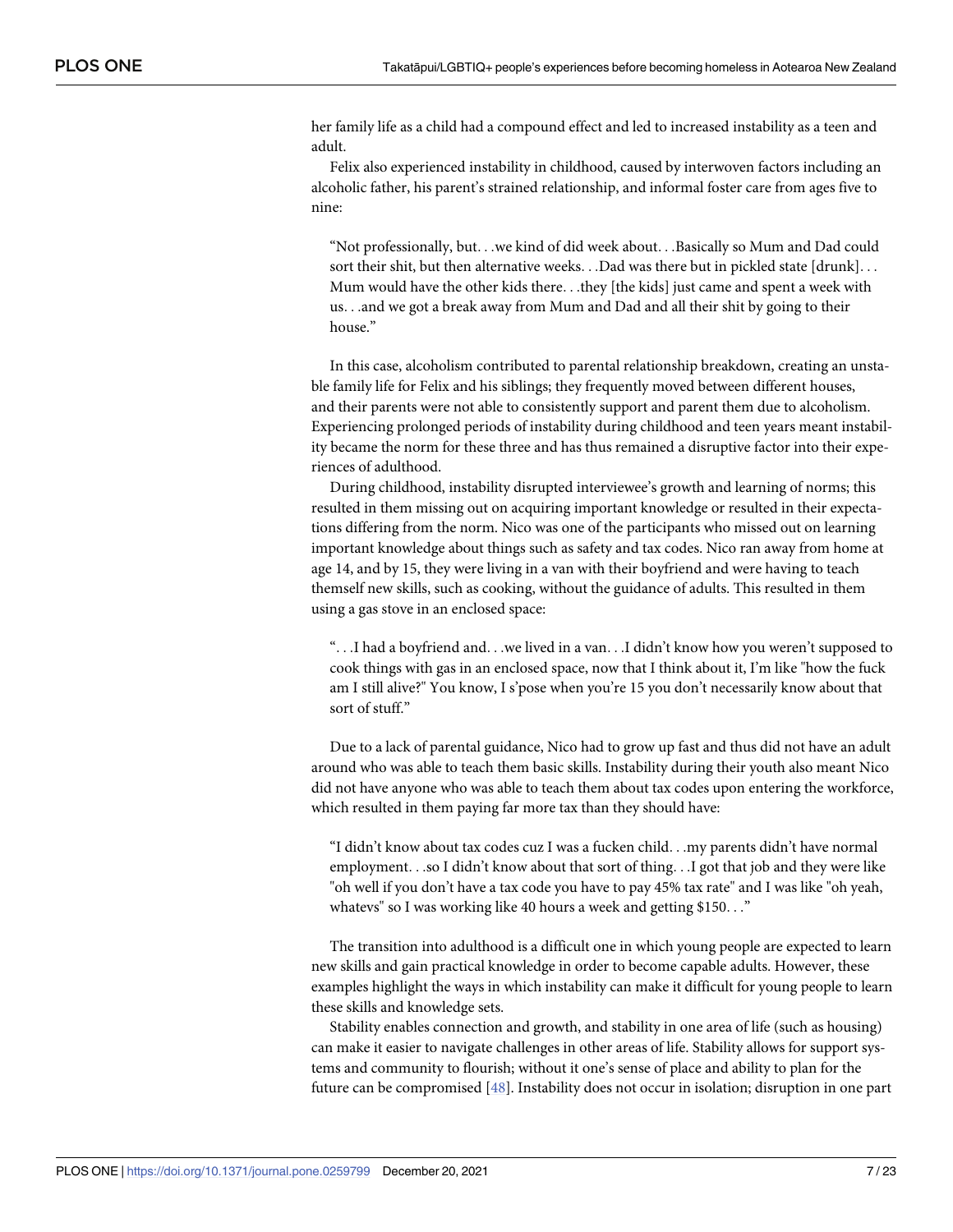her family life as a child had a compound effect and led to increased instability as a teen and adult.

Felix also experienced instability in childhood, caused by interwoven factors including an alcoholic father, his parent's strained relationship, and informal foster care from ages five to nine:

> "Not professionally, but. . .we kind of did week about. . .Basically so Mum and Dad could sort their shit, but then alternative weeks. . .Dad was there but in pickled state [drunk]. . . Mum would have the other kids there. . .they [the kids] just came and spent a week with us. . .and we got a break away from Mum and Dad and all their shit by going to their house."

In this case, alcoholism contributed to parental relationship breakdown, creating an unstable family life for Felix and his siblings; they frequently moved between different houses, and their parents were not able to consistently support and parent them due to alcoholism. Experiencing prolonged periods of instability during childhood and teen years meant instability became the norm for these three and has thus remained a disruptive factor into their experiences of adulthood.

During childhood, instability disrupted interviewee's growth and learning of norms; this resulted in them missing out on acquiring important knowledge or resulted in their expectations differing from the norm. Nico was one of the participants who missed out on learning important knowledge about things such as safety and tax codes. Nico ran away from home at age 14, and by 15, they were living in a van with their boyfriend and were having to teach themself new skills, such as cooking, without the guidance of adults. This resulted in them using a gas stove in an enclosed space:

> ". . .I had a boyfriend and. . .we lived in a van. . .I didn't know how you weren't supposed to cook things with gas in an enclosed space, now that I think about it, I'm like "how the fuck am I still alive?" You know, I s'pose when you're 15 you don't necessarily know about that sort of stuff."

Due to a lack of parental guidance, Nico had to grow up fast and thus did not have an adult around who was able to teach them basic skills. Instability during their youth also meant Nico did not have anyone who was able to teach them about tax codes upon entering the workforce, which resulted in them paying far more tax than they should have:

> "I didn't know about tax codes cuz I was a fucken child. . .my parents didn't have normal employment. . .so I didn't know about that sort of thing. . .I got that job and they were like "oh well if you don't have a tax code you have to pay 45% tax rate" and I was like "oh yeah, whatevs" so I was working like 40 hours a week and getting $150. . ."

The transition into adulthood is a difficult one in which young people are expected to learn new skills and gain practical knowledge in order to become capable adults. However, these examples highlight the ways in which instability can make it difficult for young people to learn these skills and knowledge sets.

Stability enables connection and growth, and stability in one area of life (such as housing) can make it easier to navigate challenges in other areas of life. Stability allows for support systems and community to flourish; without it one's sense of place and ability to plan for the future can be compromised [48]. Instability does not occur in isolation; disruption in one part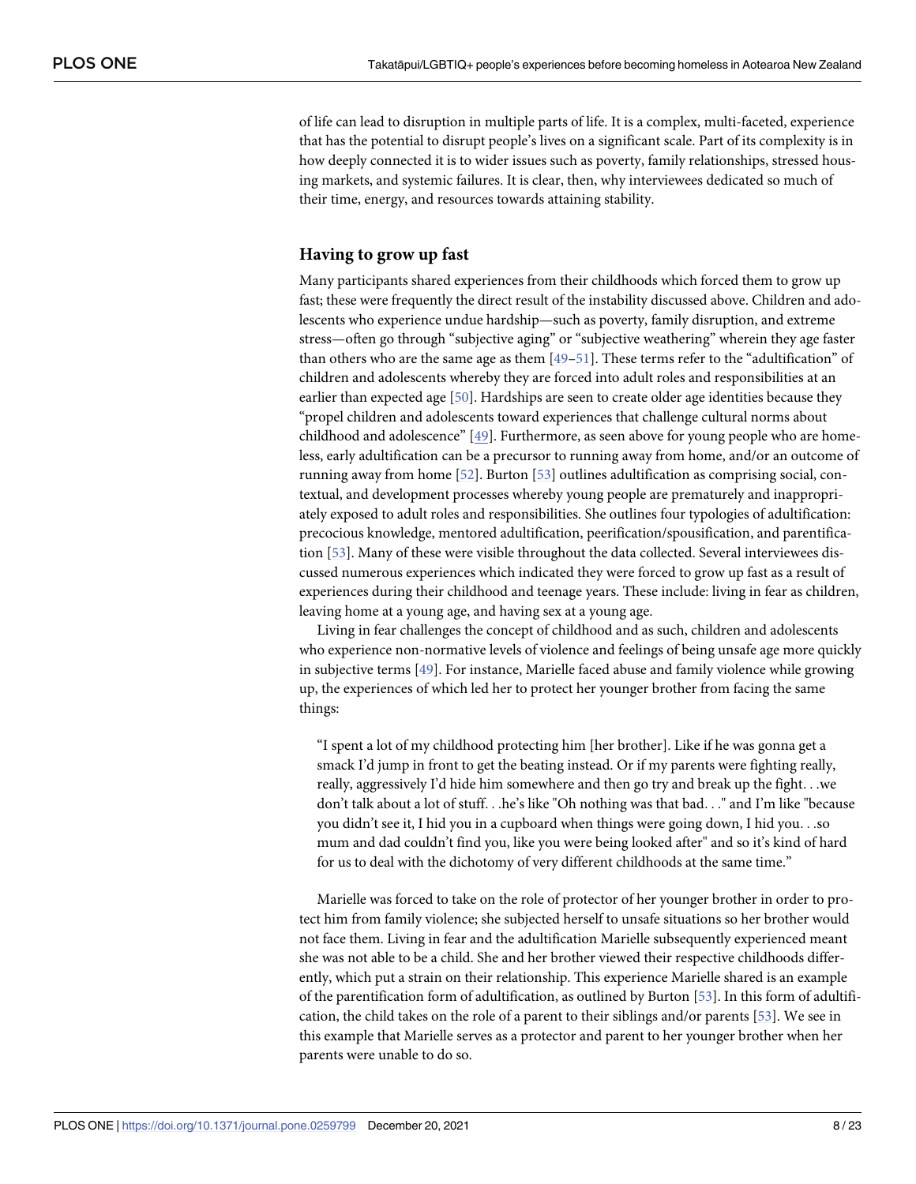of life can lead to disruption in multiple parts of life. It is a complex, multi-faceted, experience that has the potential to disrupt people's lives on a significant scale. Part of its complexity is in how deeply connected it is to wider issues such as poverty, family relationships, stressed housing markets, and systemic failures. It is clear, then, why interviewees dedicated so much of their time, energy, and resources towards attaining stability.

## Having to grow up fast

Many participants shared experiences from their childhoods which forced them to grow up fast; these were frequently the direct result of the instability discussed above. Children and adolescents who experience undue hardship—such as poverty, family disruption, and extreme stress—often go through "subjective aging" or "subjective weathering" wherein they age faster than others who are the same age as them [49–51]. These terms refer to the "adultification" of children and adolescents whereby they are forced into adult roles and responsibilities at an earlier than expected age [50]. Hardships are seen to create older age identities because they "propel children and adolescents toward experiences that challenge cultural norms about childhood and adolescence" [49]. Furthermore, as seen above for young people who are homeless, early adultification can be a precursor to running away from home, and/or an outcome of running away from home [52]. Burton [53] outlines adultification as comprising social, contextual, and development processes whereby young people are prematurely and inappropriately exposed to adult roles and responsibilities. She outlines four typologies of adultification: precocious knowledge, mentored adultification, peerification/spousification, and parentification [53]. Many of these were visible throughout the data collected. Several interviewees discussed numerous experiences which indicated they were forced to grow up fast as a result of experiences during their childhood and teenage years. These include: living in fear as children, leaving home at a young age, and having sex at a young age.

Living in fear challenges the concept of childhood and as such, children and adolescents who experience non-normative levels of violence and feelings of being unsafe age more quickly in subjective terms [49]. For instance, Marielle faced abuse and family violence while growing up, the experiences of which led her to protect her younger brother from facing the same things:

> "I spent a lot of my childhood protecting him [her brother]. Like if he was gonna get a smack I'd jump in front to get the beating instead. Or if my parents were fighting really, really, aggressively I'd hide him somewhere and then go try and break up the fight. . .we don't talk about a lot of stuff. . .he's like "Oh nothing was that bad. . ." and I'm like "because you didn't see it, I hid you in a cupboard when things were going down, I hid you. . .so mum and dad couldn't find you, like you were being looked after" and so it's kind of hard for us to deal with the dichotomy of very different childhoods at the same time."

Marielle was forced to take on the role of protector of her younger brother in order to protect him from family violence; she subjected herself to unsafe situations so her brother would not face them. Living in fear and the adultification Marielle subsequently experienced meant she was not able to be a child. She and her brother viewed their respective childhoods differently, which put a strain on their relationship. This experience Marielle shared is an example of the parentification form of adultification, as outlined by Burton [53]. In this form of adultification, the child takes on the role of a parent to their siblings and/or parents [53]. We see in this example that Marielle serves as a protector and parent to her younger brother when her parents were unable to do so.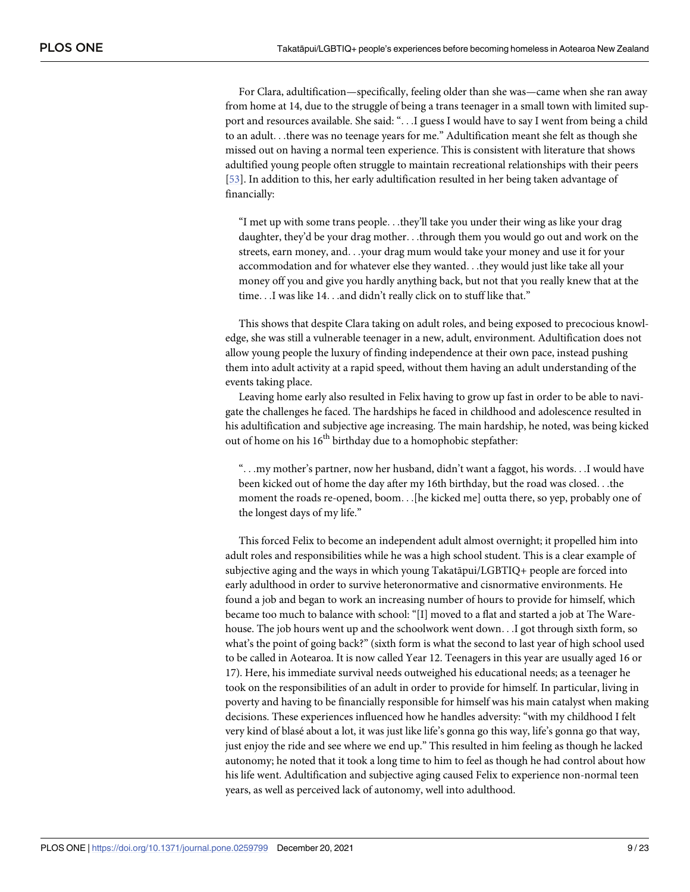For Clara, adultification—specifically, feeling older than she was—came when she ran away from home at 14, due to the struggle of being a trans teenager in a small town with limited support and resources available. She said: ". . .I guess I would have to say I went from being a child to an adult. . .there was no teenage years for me." Adultification meant she felt as though she missed out on having a normal teen experience. This is consistent with literature that shows adultified young people often struggle to maintain recreational relationships with their peers [53]. In addition to this, her early adultification resulted in her being taken advantage of financially:

> "I met up with some trans people. . .they'll take you under their wing as like your drag daughter, they'd be your drag mother. . .through them you would go out and work on the streets, earn money, and. . .your drag mum would take your money and use it for your accommodation and for whatever else they wanted. . .they would just like take all your money off you and give you hardly anything back, but not that you really knew that at the time. . .I was like 14. . .and didn't really click on to stuff like that."

This shows that despite Clara taking on adult roles, and being exposed to precocious knowledge, she was still a vulnerable teenager in a new, adult, environment. Adultification does not allow young people the luxury of finding independence at their own pace, instead pushing them into adult activity at a rapid speed, without them having an adult understanding of the events taking place.

Leaving home early also resulted in Felix having to grow up fast in order to be able to navigate the challenges he faced. The hardships he faced in childhood and adolescence resulted in his adultification and subjective age increasing. The main hardship, he noted, was being kicked out of home on his 16th birthday due to a homophobic stepfather:

> ". . .my mother's partner, now her husband, didn't want a faggot, his words. . .I would have been kicked out of home the day after my 16th birthday, but the road was closed. . .the moment the roads re-opened, boom. . .[he kicked me] outta there, so yep, probably one of the longest days of my life."

This forced Felix to become an independent adult almost overnight; it propelled him into adult roles and responsibilities while he was a high school student. This is a clear example of subjective aging and the ways in which young Takatāpui/LGBTIQ+ people are forced into early adulthood in order to survive heteronormative and cisnormative environments. He found a job and began to work an increasing number of hours to provide for himself, which became too much to balance with school: "[I] moved to a flat and started a job at The Warehouse. The job hours went up and the schoolwork went down. . .I got through sixth form, so what's the point of going back?" (sixth form is what the second to last year of high school used to be called in Aotearoa. It is now called Year 12. Teenagers in this year are usually aged 16 or 17). Here, his immediate survival needs outweighed his educational needs; as a teenager he took on the responsibilities of an adult in order to provide for himself. In particular, living in poverty and having to be financially responsible for himself was his main catalyst when making decisions. These experiences influenced how he handles adversity: "with my childhood I felt very kind of blasé about a lot, it was just like life's gonna go this way, life's gonna go that way, just enjoy the ride and see where we end up." This resulted in him feeling as though he lacked autonomy; he noted that it took a long time to him to feel as though he had control about how his life went. Adultification and subjective aging caused Felix to experience non-normal teen years, as well as perceived lack of autonomy, well into adulthood.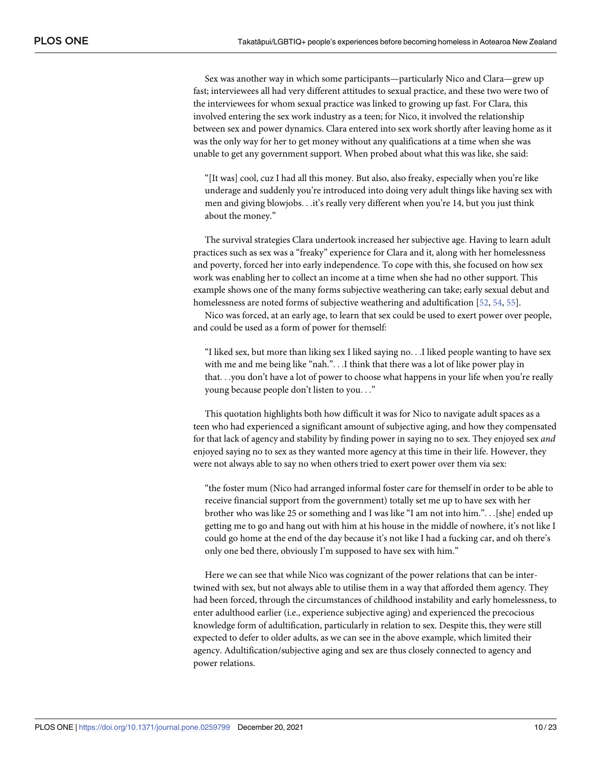Sex was another way in which some participants—particularly Nico and Clara—grew up fast; interviewees all had very different attitudes to sexual practice, and these two were two of the interviewees for whom sexual practice was linked to growing up fast. For Clara, this involved entering the sex work industry as a teen; for Nico, it involved the relationship between sex and power dynamics. Clara entered into sex work shortly after leaving home as it was the only way for her to get money without any qualifications at a time when she was unable to get any government support. When probed about what this was like, she said:

> "[It was] cool, cuz I had all this money. But also, also freaky, especially when you're like underage and suddenly you're introduced into doing very adult things like having sex with men and giving blowjobs. . .it's really very different when you're 14, but you just think about the money."

The survival strategies Clara undertook increased her subjective age. Having to learn adult practices such as sex was a "freaky" experience for Clara and it, along with her homelessness and poverty, forced her into early independence. To cope with this, she focused on how sex work was enabling her to collect an income at a time when she had no other support. This example shows one of the many forms subjective weathering can take; early sexual debut and homelessness are noted forms of subjective weathering and adultification [52, 54, 55].

Nico was forced, at an early age, to learn that sex could be used to exert power over people, and could be used as a form of power for themself:

> "I liked sex, but more than liking sex I liked saying no. . .I liked people wanting to have sex with me and me being like "nah.". . .I think that there was a lot of like power play in that. . .you don't have a lot of power to choose what happens in your life when you're really young because people don't listen to you. . ."

This quotation highlights both how difficult it was for Nico to navigate adult spaces as a teen who had experienced a significant amount of subjective aging, and how they compensated for that lack of agency and stability by finding power in saying no to sex. They enjoyed sex *and* enjoyed saying no to sex as they wanted more agency at this time in their life. However, they were not always able to say no when others tried to exert power over them via sex:

> "the foster mum (Nico had arranged informal foster care for themself in order to be able to receive financial support from the government) totally set me up to have sex with her brother who was like 25 or something and I was like "I am not into him.". . .[she] ended up getting me to go and hang out with him at his house in the middle of nowhere, it's not like I could go home at the end of the day because it's not like I had a fucking car, and oh there's only one bed there, obviously I'm supposed to have sex with him."

Here we can see that while Nico was cognizant of the power relations that can be intertwined with sex, but not always able to utilise them in a way that afforded them agency. They had been forced, through the circumstances of childhood instability and early homelessness, to enter adulthood earlier (i.e., experience subjective aging) and experienced the precocious knowledge form of adultification, particularly in relation to sex. Despite this, they were still expected to defer to older adults, as we can see in the above example, which limited their agency. Adultification/subjective aging and sex are thus closely connected to agency and power relations.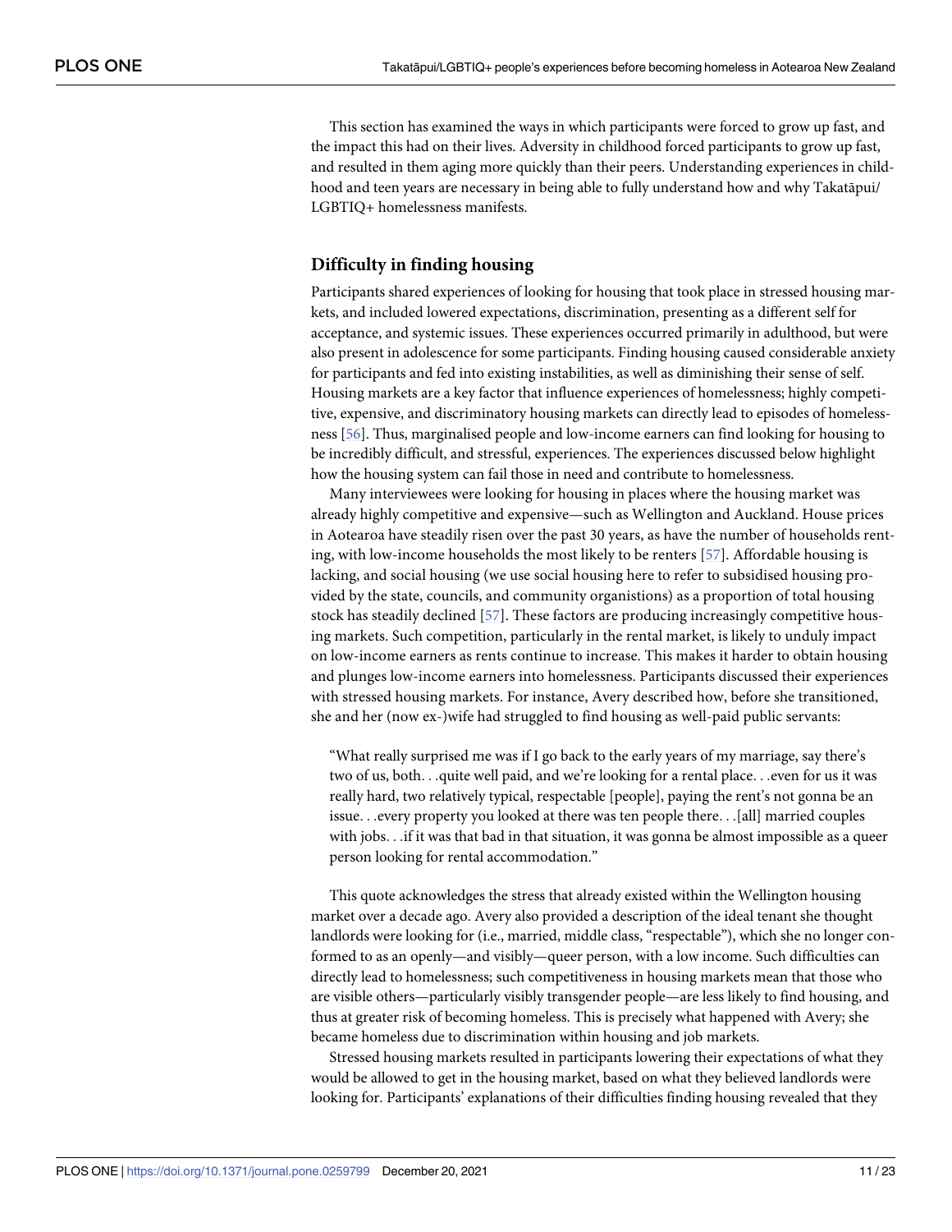This section has examined the ways in which participants were forced to grow up fast, and the impact this had on their lives. Adversity in childhood forced participants to grow up fast, and resulted in them aging more quickly than their peers. Understanding experiences in childhood and teen years are necessary in being able to fully understand how and why Takatāpui/LGBTIQ+ homelessness manifests.

## Difficulty in finding housing

Participants shared experiences of looking for housing that took place in stressed housing markets, and included lowered expectations, discrimination, presenting as a different self for acceptance, and systemic issues. These experiences occurred primarily in adulthood, but were also present in adolescence for some participants. Finding housing caused considerable anxiety for participants and fed into existing instabilities, as well as diminishing their sense of self. Housing markets are a key factor that influence experiences of homelessness; highly competitive, expensive, and discriminatory housing markets can directly lead to episodes of homelessness [56]. Thus, marginalised people and low-income earners can find looking for housing to be incredibly difficult, and stressful, experiences. The experiences discussed below highlight how the housing system can fail those in need and contribute to homelessness.

Many interviewees were looking for housing in places where the housing market was already highly competitive and expensive—such as Wellington and Auckland. House prices in Aotearoa have steadily risen over the past 30 years, as have the number of households renting, with low-income households the most likely to be renters [57]. Affordable housing is lacking, and social housing (we use social housing here to refer to subsidised housing provided by the state, councils, and community organistions) as a proportion of total housing stock has steadily declined [57]. These factors are producing increasingly competitive housing markets. Such competition, particularly in the rental market, is likely to unduly impact on low-income earners as rents continue to increase. This makes it harder to obtain housing and plunges low-income earners into homelessness. Participants discussed their experiences with stressed housing markets. For instance, Avery described how, before she transitioned, she and her (now ex-)wife had struggled to find housing as well-paid public servants:

> "What really surprised me was if I go back to the early years of my marriage, say there's two of us, both. . .quite well paid, and we're looking for a rental place. . .even for us it was really hard, two relatively typical, respectable [people], paying the rent's not gonna be an issue. . .every property you looked at there was ten people there. . .[all] married couples with jobs. . .if it was that bad in that situation, it was gonna be almost impossible as a queer person looking for rental accommodation."

This quote acknowledges the stress that already existed within the Wellington housing market over a decade ago. Avery also provided a description of the ideal tenant she thought landlords were looking for (i.e., married, middle class, "respectable"), which she no longer conformed to as an openly—and visibly—queer person, with a low income. Such difficulties can directly lead to homelessness; such competitiveness in housing markets mean that those who are visible others—particularly visibly transgender people—are less likely to find housing, and thus at greater risk of becoming homeless. This is precisely what happened with Avery; she became homeless due to discrimination within housing and job markets.

Stressed housing markets resulted in participants lowering their expectations of what they would be allowed to get in the housing market, based on what they believed landlords were looking for. Participants' explanations of their difficulties finding housing revealed that they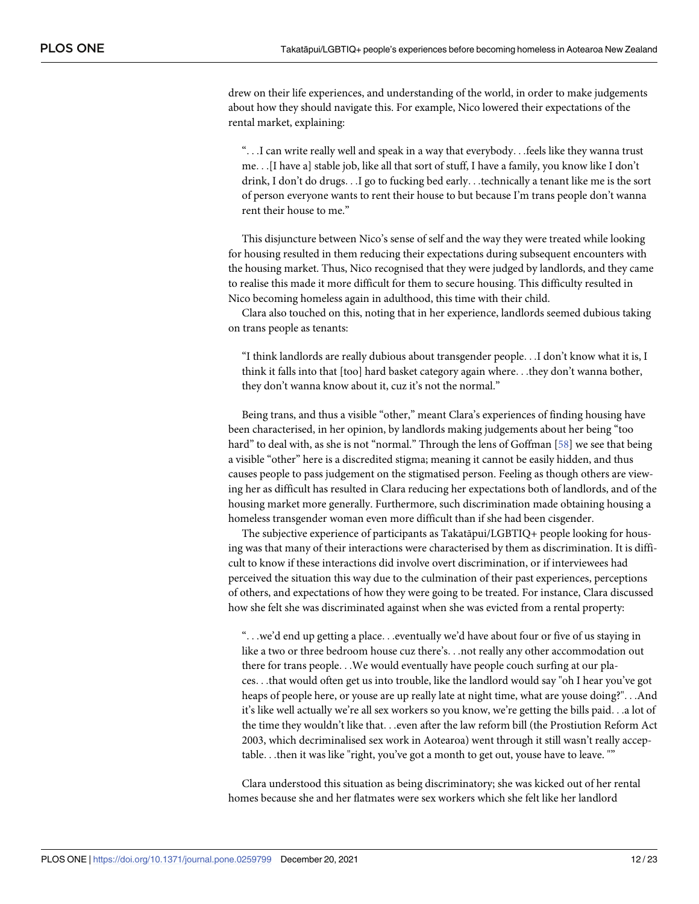drew on their life experiences, and understanding of the world, in order to make judgements about how they should navigate this. For example, Nico lowered their expectations of the rental market, explaining:

> ". . .I can write really well and speak in a way that everybody. . .feels like they wanna trust me. . .[I have a] stable job, like all that sort of stuff, I have a family, you know like I don't drink, I don't do drugs. . .I go to fucking bed early. . .technically a tenant like me is the sort of person everyone wants to rent their house to but because I'm trans people don't wanna rent their house to me."

This disjuncture between Nico's sense of self and the way they were treated while looking for housing resulted in them reducing their expectations during subsequent encounters with the housing market. Thus, Nico recognised that they were judged by landlords, and they came to realise this made it more difficult for them to secure housing. This difficulty resulted in Nico becoming homeless again in adulthood, this time with their child.

Clara also touched on this, noting that in her experience, landlords seemed dubious taking on trans people as tenants:

> "I think landlords are really dubious about transgender people. . .I don't know what it is, I think it falls into that [too] hard basket category again where. . .they don't wanna bother, they don't wanna know about it, cuz it's not the normal."

Being trans, and thus a visible "other," meant Clara's experiences of finding housing have been characterised, in her opinion, by landlords making judgements about her being "too hard" to deal with, as she is not "normal." Through the lens of Goffman [58] we see that being a visible "other" here is a discredited stigma; meaning it cannot be easily hidden, and thus causes people to pass judgement on the stigmatised person. Feeling as though others are viewing her as difficult has resulted in Clara reducing her expectations both of landlords, and of the housing market more generally. Furthermore, such discrimination made obtaining housing a homeless transgender woman even more difficult than if she had been cisgender.

The subjective experience of participants as Takatāpui/LGBTIQ+ people looking for housing was that many of their interactions were characterised by them as discrimination. It is difficult to know if these interactions did involve overt discrimination, or if interviewees had perceived the situation this way due to the culmination of their past experiences, perceptions of others, and expectations of how they were going to be treated. For instance, Clara discussed how she felt she was discriminated against when she was evicted from a rental property:

> ". . .we'd end up getting a place. . .eventually we'd have about four or five of us staying in like a two or three bedroom house cuz there's. . .not really any other accommodation out there for trans people. . .We would eventually have people couch surfing at our places. . .that would often get us into trouble, like the landlord would say "oh I hear you've got heaps of people here, or youse are up really late at night time, what are youse doing?". . .And it's like well actually we're all sex workers so you know, we're getting the bills paid. . .a lot of the time they wouldn't like that. . .even after the law reform bill (the Prostiution Reform Act 2003, which decriminalised sex work in Aotearoa) went through it still wasn't really acceptable. . .then it was like "right, you've got a month to get out, youse have to leave. ""

Clara understood this situation as being discriminatory; she was kicked out of her rental homes because she and her flatmates were sex workers which she felt like her landlord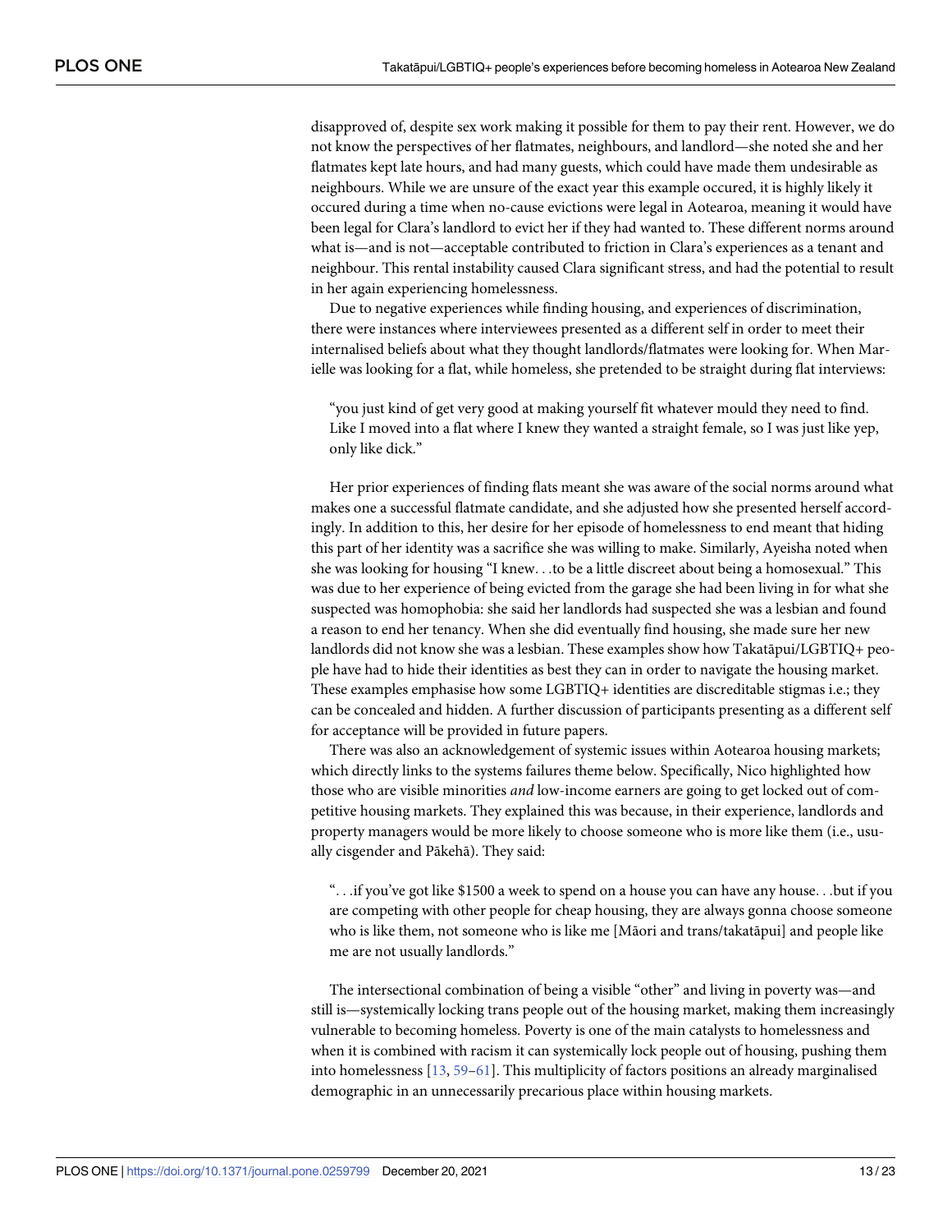disapproved of, despite sex work making it possible for them to pay their rent. However, we do not know the perspectives of her flatmates, neighbours, and landlord—she noted she and her flatmates kept late hours, and had many guests, which could have made them undesirable as neighbours. While we are unsure of the exact year this example occured, it is highly likely it occured during a time when no-cause evictions were legal in Aotearoa, meaning it would have been legal for Clara's landlord to evict her if they had wanted to. These different norms around what is—and is not—acceptable contributed to friction in Clara's experiences as a tenant and neighbour. This rental instability caused Clara significant stress, and had the potential to result in her again experiencing homelessness.

Due to negative experiences while finding housing, and experiences of discrimination, there were instances where interviewees presented as a different self in order to meet their internalised beliefs about what they thought landlords/flatmates were looking for. When Marielle was looking for a flat, while homeless, she pretended to be straight during flat interviews:

> "you just kind of get very good at making yourself fit whatever mould they need to find. Like I moved into a flat where I knew they wanted a straight female, so I was just like yep, only like dick."

Her prior experiences of finding flats meant she was aware of the social norms around what makes one a successful flatmate candidate, and she adjusted how she presented herself accordingly. In addition to this, her desire for her episode of homelessness to end meant that hiding this part of her identity was a sacrifice she was willing to make. Similarly, Ayeisha noted when she was looking for housing "I knew. . .to be a little discreet about being a homosexual." This was due to her experience of being evicted from the garage she had been living in for what she suspected was homophobia: she said her landlords had suspected she was a lesbian and found a reason to end her tenancy. When she did eventually find housing, she made sure her new landlords did not know she was a lesbian. These examples show how Takatāpui/LGBTIQ+ people have had to hide their identities as best they can in order to navigate the housing market. These examples emphasise how some LGBTIQ+ identities are discreditable stigmas i.e.; they can be concealed and hidden. A further discussion of participants presenting as a different self for acceptance will be provided in future papers.

There was also an acknowledgement of systemic issues within Aotearoa housing markets; which directly links to the systems failures theme below. Specifically, Nico highlighted how those who are visible minorities *and* low-income earners are going to get locked out of competitive housing markets. They explained this was because, in their experience, landlords and property managers would be more likely to choose someone who is more like them (i.e., usually cisgender and Pākehā). They said:

> ". . .if you've got like $1500 a week to spend on a house you can have any house. . .but if you are competing with other people for cheap housing, they are always gonna choose someone who is like them, not someone who is like me [Māori and trans/takatāpui] and people like me are not usually landlords."

The intersectional combination of being a visible "other" and living in poverty was—and still is—systemically locking trans people out of the housing market, making them increasingly vulnerable to becoming homeless. Poverty is one of the main catalysts to homelessness and when it is combined with racism it can systemically lock people out of housing, pushing them into homelessness [13, 59–61]. This multiplicity of factors positions an already marginalised demographic in an unnecessarily precarious place within housing markets.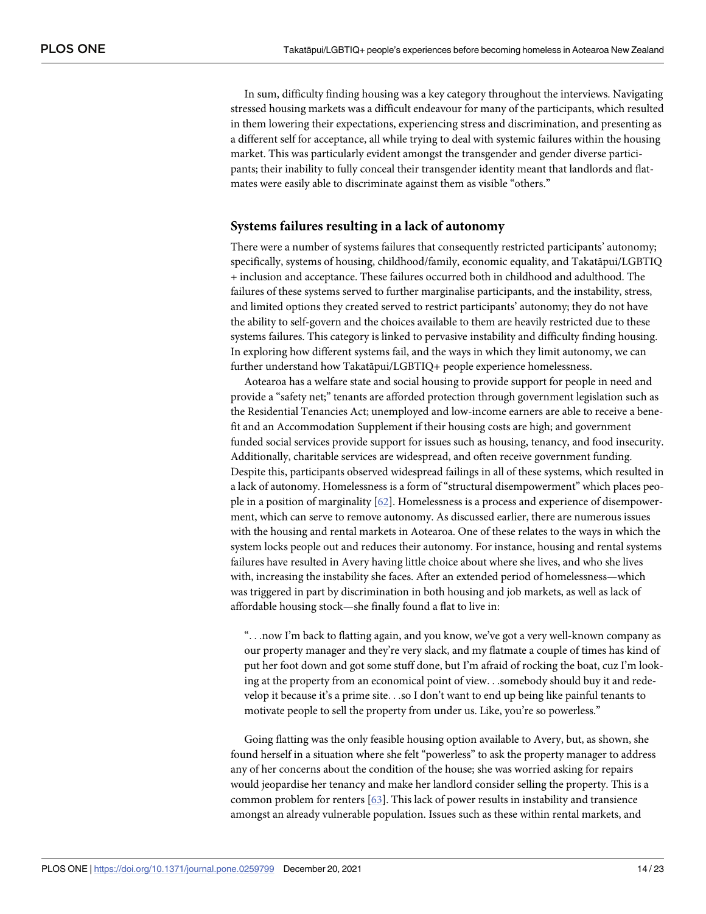In sum, difficulty finding housing was a key category throughout the interviews. Navigating stressed housing markets was a difficult endeavour for many of the participants, which resulted in them lowering their expectations, experiencing stress and discrimination, and presenting as a different self for acceptance, all while trying to deal with systemic failures within the housing market. This was particularly evident amongst the transgender and gender diverse participants; their inability to fully conceal their transgender identity meant that landlords and flatmates were easily able to discriminate against them as visible "others."

### Systems failures resulting in a lack of autonomy

There were a number of systems failures that consequently restricted participants' autonomy; specifically, systems of housing, childhood/family, economic equality, and Takatāpui/LGBTIQ+ inclusion and acceptance. These failures occurred both in childhood and adulthood. The failures of these systems served to further marginalise participants, and the instability, stress, and limited options they created served to restrict participants' autonomy; they do not have the ability to self-govern and the choices available to them are heavily restricted due to these systems failures. This category is linked to pervasive instability and difficulty finding housing. In exploring how different systems fail, and the ways in which they limit autonomy, we can further understand how Takatāpui/LGBTIQ+ people experience homelessness.

Aotearoa has a welfare state and social housing to provide support for people in need and provide a "safety net;" tenants are afforded protection through government legislation such as the Residential Tenancies Act; unemployed and low-income earners are able to receive a benefit and an Accommodation Supplement if their housing costs are high; and government funded social services provide support for issues such as housing, tenancy, and food insecurity. Additionally, charitable services are widespread, and often receive government funding. Despite this, participants observed widespread failings in all of these systems, which resulted in a lack of autonomy. Homelessness is a form of "structural disempowerment" which places people in a position of marginality [62]. Homelessness is a process and experience of disempowerment, which can serve to remove autonomy. As discussed earlier, there are numerous issues with the housing and rental markets in Aotearoa. One of these relates to the ways in which the system locks people out and reduces their autonomy. For instance, housing and rental systems failures have resulted in Avery having little choice about where she lives, and who she lives with, increasing the instability she faces. After an extended period of homelessness—which was triggered in part by discrimination in both housing and job markets, as well as lack of affordable housing stock—she finally found a flat to live in:

> ". . .now I'm back to flatting again, and you know, we've got a very well-known company as our property manager and they're very slack, and my flatmate a couple of times has kind of put her foot down and got some stuff done, but I'm afraid of rocking the boat, cuz I'm looking at the property from an economical point of view. . .somebody should buy it and redevelop it because it's a prime site. . .so I don't want to end up being like painful tenants to motivate people to sell the property from under us. Like, you're so powerless."

Going flatting was the only feasible housing option available to Avery, but, as shown, she found herself in a situation where she felt "powerless" to ask the property manager to address any of her concerns about the condition of the house; she was worried asking for repairs would jeopardise her tenancy and make her landlord consider selling the property. This is a common problem for renters [63]. This lack of power results in instability and transience amongst an already vulnerable population. Issues such as these within rental markets, and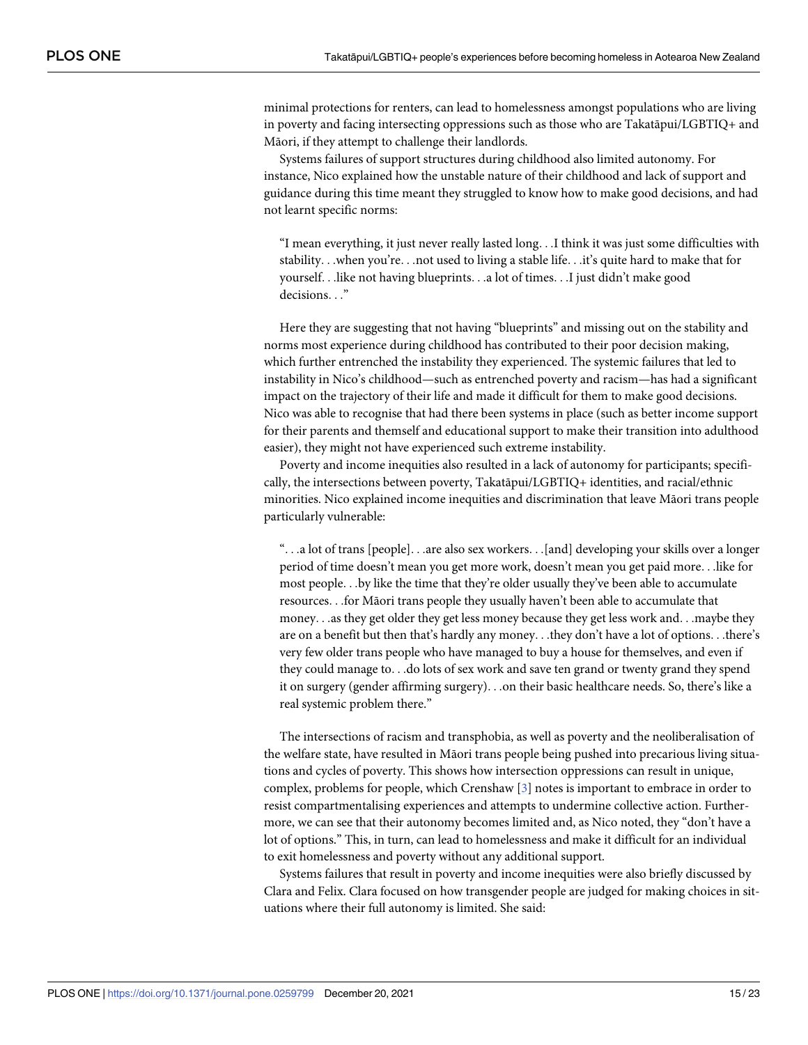minimal protections for renters, can lead to homelessness amongst populations who are living in poverty and facing intersecting oppressions such as those who are Takatāpui/LGBTIQ+ and Māori, if they attempt to challenge their landlords.

Systems failures of support structures during childhood also limited autonomy. For instance, Nico explained how the unstable nature of their childhood and lack of support and guidance during this time meant they struggled to know how to make good decisions, and had not learnt specific norms:

> "I mean everything, it just never really lasted long. . .I think it was just some difficulties with stability. . .when you're. . .not used to living a stable life. . .it's quite hard to make that for yourself. . .like not having blueprints. . .a lot of times. . .I just didn't make good decisions. . ."

Here they are suggesting that not having "blueprints" and missing out on the stability and norms most experience during childhood has contributed to their poor decision making, which further entrenched the instability they experienced. The systemic failures that led to instability in Nico's childhood—such as entrenched poverty and racism—has had a significant impact on the trajectory of their life and made it difficult for them to make good decisions. Nico was able to recognise that had there been systems in place (such as better income support for their parents and themself and educational support to make their transition into adulthood easier), they might not have experienced such extreme instability.

Poverty and income inequities also resulted in a lack of autonomy for participants; specifically, the intersections between poverty, Takatāpui/LGBTIQ+ identities, and racial/ethnic minorities. Nico explained income inequities and discrimination that leave Māori trans people particularly vulnerable:

> ". . .a lot of trans [people]. . .are also sex workers. . .[and] developing your skills over a longer period of time doesn't mean you get more work, doesn't mean you get paid more. . .like for most people. . .by like the time that they're older usually they've been able to accumulate resources. . .for Māori trans people they usually haven't been able to accumulate that money. . .as they get older they get less money because they get less work and. . .maybe they are on a benefit but then that's hardly any money. . .they don't have a lot of options. . .there's very few older trans people who have managed to buy a house for themselves, and even if they could manage to. . .do lots of sex work and save ten grand or twenty grand they spend it on surgery (gender affirming surgery). . .on their basic healthcare needs. So, there's like a real systemic problem there."

The intersections of racism and transphobia, as well as poverty and the neoliberalisation of the welfare state, have resulted in Māori trans people being pushed into precarious living situations and cycles of poverty. This shows how intersection oppressions can result in unique, complex, problems for people, which Crenshaw [3] notes is important to embrace in order to resist compartmentalising experiences and attempts to undermine collective action. Furthermore, we can see that their autonomy becomes limited and, as Nico noted, they "don't have a lot of options." This, in turn, can lead to homelessness and make it difficult for an individual to exit homelessness and poverty without any additional support.

Systems failures that result in poverty and income inequities were also briefly discussed by Clara and Felix. Clara focused on how transgender people are judged for making choices in situations where their full autonomy is limited. She said: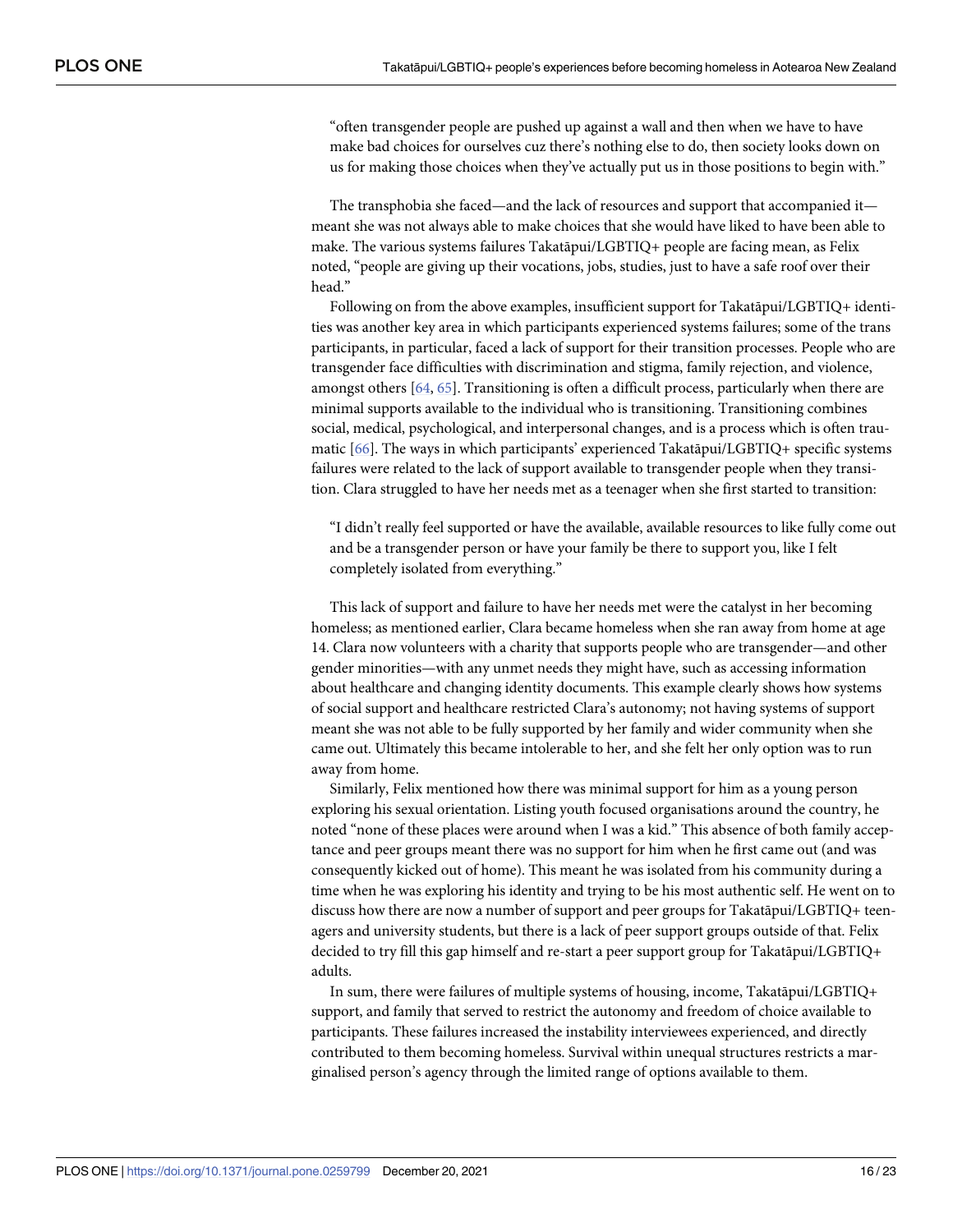> "often transgender people are pushed up against a wall and then when we have to have make bad choices for ourselves cuz there's nothing else to do, then society looks down on us for making those choices when they've actually put us in those positions to begin with."

The transphobia she faced—and the lack of resources and support that accompanied it—meant she was not always able to make choices that she would have liked to have been able to make. The various systems failures Takatāpui/LGBTIQ+ people are facing mean, as Felix noted, "people are giving up their vocations, jobs, studies, just to have a safe roof over their head."

Following on from the above examples, insufficient support for Takatāpui/LGBTIQ+ identities was another key area in which participants experienced systems failures; some of the trans participants, in particular, faced a lack of support for their transition processes. People who are transgender face difficulties with discrimination and stigma, family rejection, and violence, amongst others [64, 65]. Transitioning is often a difficult process, particularly when there are minimal supports available to the individual who is transitioning. Transitioning combines social, medical, psychological, and interpersonal changes, and is a process which is often traumatic [66]. The ways in which participants' experienced Takatāpui/LGBTIQ+ specific systems failures were related to the lack of support available to transgender people when they transition. Clara struggled to have her needs met as a teenager when she first started to transition:

> "I didn't really feel supported or have the available, available resources to like fully come out and be a transgender person or have your family be there to support you, like I felt completely isolated from everything."

This lack of support and failure to have her needs met were the catalyst in her becoming homeless; as mentioned earlier, Clara became homeless when she ran away from home at age 14. Clara now volunteers with a charity that supports people who are transgender—and other gender minorities—with any unmet needs they might have, such as accessing information about healthcare and changing identity documents. This example clearly shows how systems of social support and healthcare restricted Clara's autonomy; not having systems of support meant she was not able to be fully supported by her family and wider community when she came out. Ultimately this became intolerable to her, and she felt her only option was to run away from home.

Similarly, Felix mentioned how there was minimal support for him as a young person exploring his sexual orientation. Listing youth focused organisations around the country, he noted "none of these places were around when I was a kid." This absence of both family acceptance and peer groups meant there was no support for him when he first came out (and was consequently kicked out of home). This meant he was isolated from his community during a time when he was exploring his identity and trying to be his most authentic self. He went on to discuss how there are now a number of support and peer groups for Takatāpui/LGBTIQ+ teenagers and university students, but there is a lack of peer support groups outside of that. Felix decided to try fill this gap himself and re-start a peer support group for Takatāpui/LGBTIQ+ adults.

In sum, there were failures of multiple systems of housing, income, Takatāpui/LGBTIQ+ support, and family that served to restrict the autonomy and freedom of choice available to participants. These failures increased the instability interviewees experienced, and directly contributed to them becoming homeless. Survival within unequal structures restricts a marginalised person's agency through the limited range of options available to them.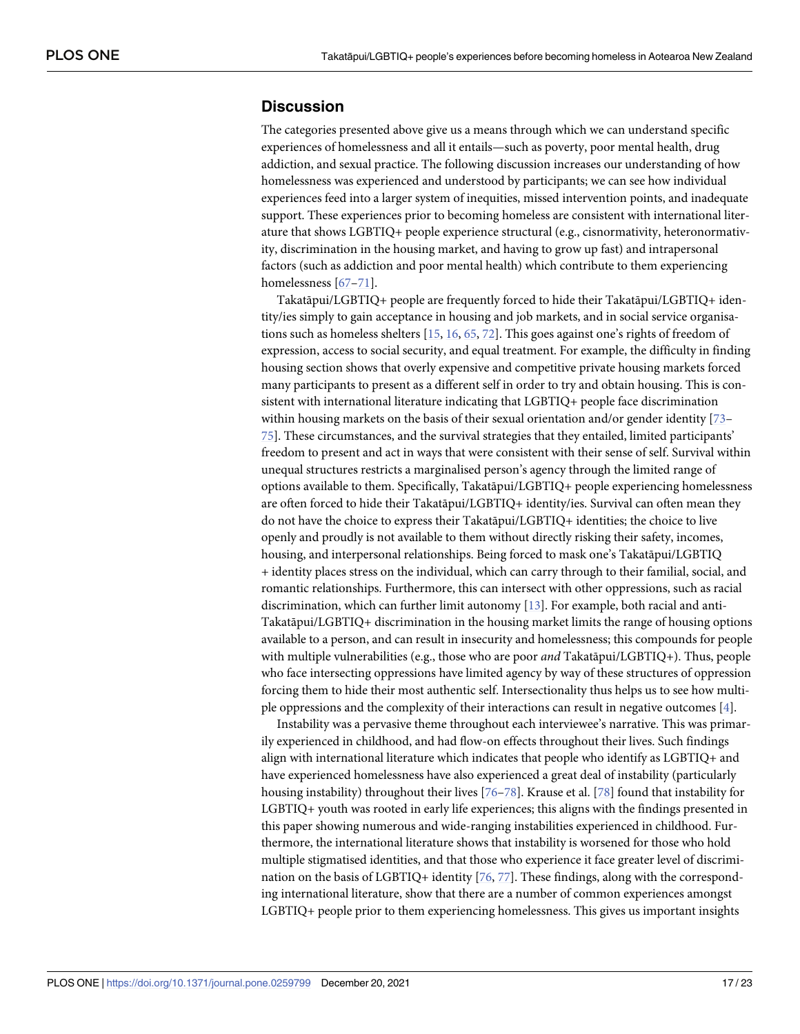## Discussion

The categories presented above give us a means through which we can understand specific experiences of homelessness and all it entails—such as poverty, poor mental health, drug addiction, and sexual practice. The following discussion increases our understanding of how homelessness was experienced and understood by participants; we can see how individual experiences feed into a larger system of inequities, missed intervention points, and inadequate support. These experiences prior to becoming homeless are consistent with international literature that shows LGBTIQ+ people experience structural (e.g., cisnormativity, heteronormativity, discrimination in the housing market, and having to grow up fast) and intrapersonal factors (such as addiction and poor mental health) which contribute to them experiencing homelessness [67–71].

Takatāpui/LGBTIQ+ people are frequently forced to hide their Takatāpui/LGBTIQ+ identity/ies simply to gain acceptance in housing and job markets, and in social service organisations such as homeless shelters [15, 16, 65, 72]. This goes against one's rights of freedom of expression, access to social security, and equal treatment. For example, the difficulty in finding housing section shows that overly expensive and competitive private housing markets forced many participants to present as a different self in order to try and obtain housing. This is consistent with international literature indicating that LGBTIQ+ people face discrimination within housing markets on the basis of their sexual orientation and/or gender identity [73–75]. These circumstances, and the survival strategies that they entailed, limited participants' freedom to present and act in ways that were consistent with their sense of self. Survival within unequal structures restricts a marginalised person's agency through the limited range of options available to them. Specifically, Takatāpui/LGBTIQ+ people experiencing homelessness are often forced to hide their Takatāpui/LGBTIQ+ identity/ies. Survival can often mean they do not have the choice to express their Takatāpui/LGBTIQ+ identities; the choice to live openly and proudly is not available to them without directly risking their safety, incomes, housing, and interpersonal relationships. Being forced to mask one's Takatāpui/LGBTIQ+ identity places stress on the individual, which can carry through to their familial, social, and romantic relationships. Furthermore, this can intersect with other oppressions, such as racial discrimination, which can further limit autonomy [13]. For example, both racial and anti-Takatāpui/LGBTIQ+ discrimination in the housing market limits the range of housing options available to a person, and can result in insecurity and homelessness; this compounds for people with multiple vulnerabilities (e.g., those who are poor *and* Takatāpui/LGBTIQ+). Thus, people who face intersecting oppressions have limited agency by way of these structures of oppression forcing them to hide their most authentic self. Intersectionality thus helps us to see how multiple oppressions and the complexity of their interactions can result in negative outcomes [4].

Instability was a pervasive theme throughout each interviewee's narrative. This was primarily experienced in childhood, and had flow-on effects throughout their lives. Such findings align with international literature which indicates that people who identify as LGBTIQ+ and have experienced homelessness have also experienced a great deal of instability (particularly housing instability) throughout their lives [76–78]. Krause et al. [78] found that instability for LGBTIQ+ youth was rooted in early life experiences; this aligns with the findings presented in this paper showing numerous and wide-ranging instabilities experienced in childhood. Furthermore, the international literature shows that instability is worsened for those who hold multiple stigmatised identities, and that those who experience it face greater level of discrimination on the basis of LGBTIQ+ identity [76, 77]. These findings, along with the corresponding international literature, show that there are a number of common experiences amongst LGBTIQ+ people prior to them experiencing homelessness. This gives us important insights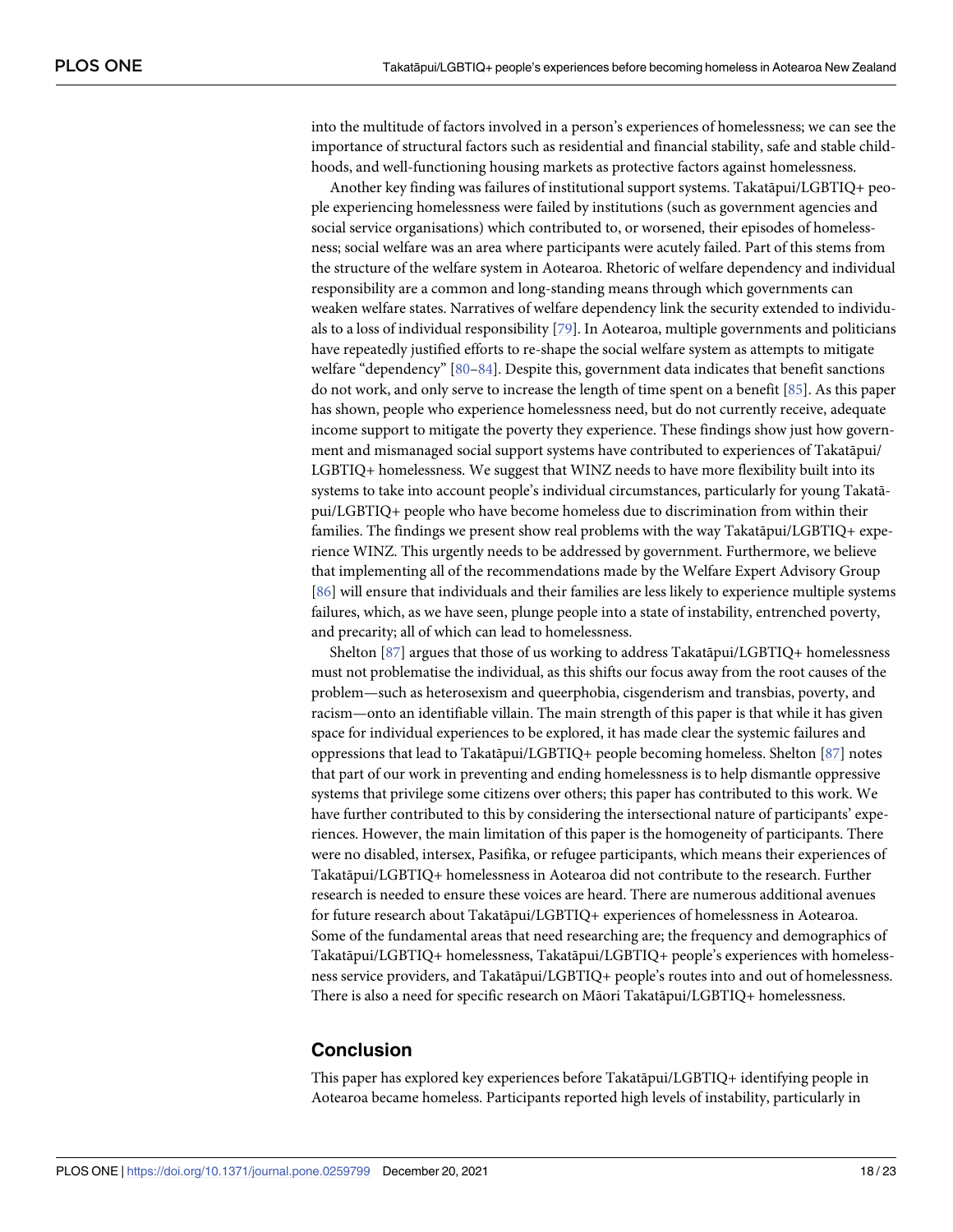into the multitude of factors involved in a person's experiences of homelessness; we can see the importance of structural factors such as residential and financial stability, safe and stable childhoods, and well-functioning housing markets as protective factors against homelessness.

Another key finding was failures of institutional support systems. Takatāpui/LGBTIQ+ people experiencing homelessness were failed by institutions (such as government agencies and social service organisations) which contributed to, or worsened, their episodes of homelessness; social welfare was an area where participants were acutely failed. Part of this stems from the structure of the welfare system in Aotearoa. Rhetoric of welfare dependency and individual responsibility are a common and long-standing means through which governments can weaken welfare states. Narratives of welfare dependency link the security extended to individuals to a loss of individual responsibility [79]. In Aotearoa, multiple governments and politicians have repeatedly justified efforts to re-shape the social welfare system as attempts to mitigate welfare "dependency" [80–84]. Despite this, government data indicates that benefit sanctions do not work, and only serve to increase the length of time spent on a benefit [85]. As this paper has shown, people who experience homelessness need, but do not currently receive, adequate income support to mitigate the poverty they experience. These findings show just how government and mismanaged social support systems have contributed to experiences of Takatāpui/LGBTIQ+ homelessness. We suggest that WINZ needs to have more flexibility built into its systems to take into account people's individual circumstances, particularly for young Takatāpui/LGBTIQ+ people who have become homeless due to discrimination from within their families. The findings we present show real problems with the way Takatāpui/LGBTIQ+ experience WINZ. This urgently needs to be addressed by government. Furthermore, we believe that implementing all of the recommendations made by the Welfare Expert Advisory Group [86] will ensure that individuals and their families are less likely to experience multiple systems failures, which, as we have seen, plunge people into a state of instability, entrenched poverty, and precarity; all of which can lead to homelessness.

Shelton [87] argues that those of us working to address Takatāpui/LGBTIQ+ homelessness must not problematise the individual, as this shifts our focus away from the root causes of the problem—such as heterosexism and queerphobia, cisgenderism and transbias, poverty, and racism—onto an identifiable villain. The main strength of this paper is that while it has given space for individual experiences to be explored, it has made clear the systemic failures and oppressions that lead to Takatāpui/LGBTIQ+ people becoming homeless. Shelton [87] notes that part of our work in preventing and ending homelessness is to help dismantle oppressive systems that privilege some citizens over others; this paper has contributed to this work. We have further contributed to this by considering the intersectional nature of participants' experiences. However, the main limitation of this paper is the homogeneity of participants. There were no disabled, intersex, Pasifika, or refugee participants, which means their experiences of Takatāpui/LGBTIQ+ homelessness in Aotearoa did not contribute to the research. Further research is needed to ensure these voices are heard. There are numerous additional avenues for future research about Takatāpui/LGBTIQ+ experiences of homelessness in Aotearoa. Some of the fundamental areas that need researching are; the frequency and demographics of Takatāpui/LGBTIQ+ homelessness, Takatāpui/LGBTIQ+ people's experiences with homelessness service providers, and Takatāpui/LGBTIQ+ people's routes into and out of homelessness. There is also a need for specific research on Māori Takatāpui/LGBTIQ+ homelessness.

## Conclusion

This paper has explored key experiences before Takatāpui/LGBTIQ+ identifying people in Aotearoa became homeless. Participants reported high levels of instability, particularly in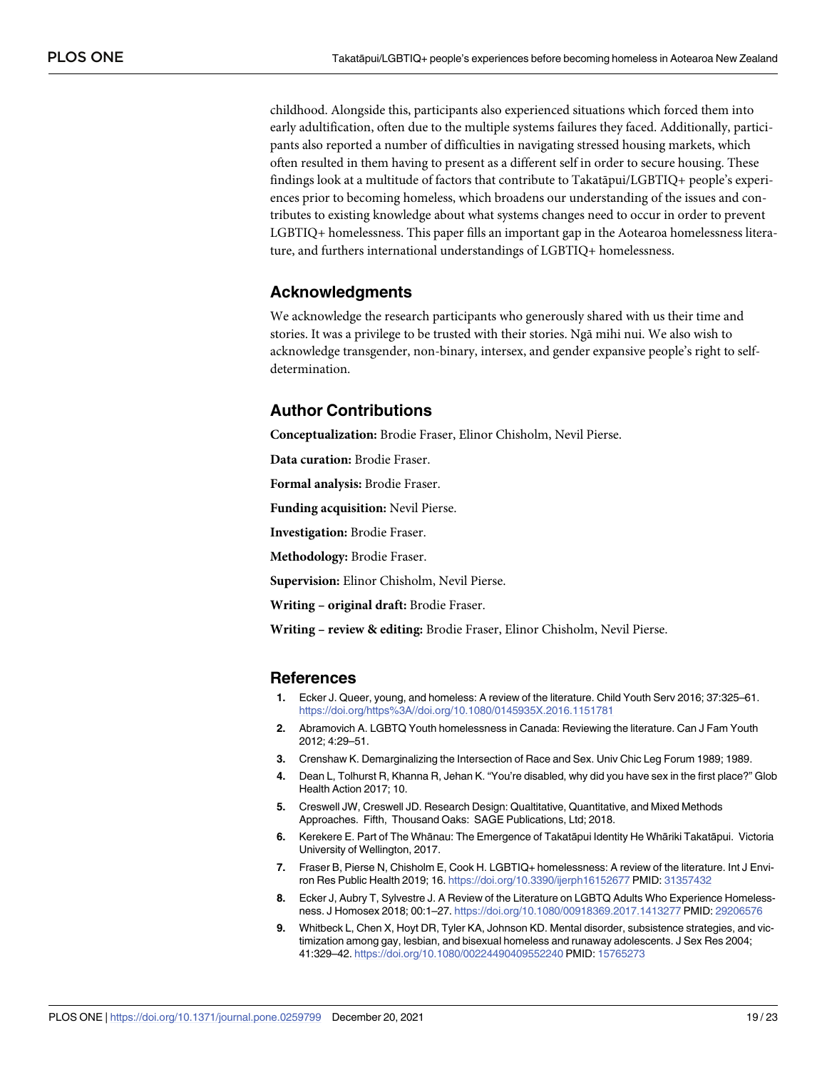childhood. Alongside this, participants also experienced situations which forced them into early adultification, often due to the multiple systems failures they faced. Additionally, participants also reported a number of difficulties in navigating stressed housing markets, which often resulted in them having to present as a different self in order to secure housing. These findings look at a multitude of factors that contribute to Takatāpui/LGBTIQ+ people's experiences prior to becoming homeless, which broadens our understanding of the issues and contributes to existing knowledge about what systems changes need to occur in order to prevent LGBTIQ+ homelessness. This paper fills an important gap in the Aotearoa homelessness literature, and furthers international understandings of LGBTIQ+ homelessness.

## Acknowledgments

We acknowledge the research participants who generously shared with us their time and stories. It was a privilege to be trusted with their stories. Ngā mihi nui. We also wish to acknowledge transgender, non-binary, intersex, and gender expansive people's right to self-determination.

## Author Contributions

**Conceptualization:** Brodie Fraser, Elinor Chisholm, Nevil Pierse.

**Data curation:** Brodie Fraser.

**Formal analysis:** Brodie Fraser.

**Funding acquisition:** Nevil Pierse.

**Investigation:** Brodie Fraser.

**Methodology:** Brodie Fraser.

**Supervision:** Elinor Chisholm, Nevil Pierse.

**Writing – original draft:** Brodie Fraser.

**Writing – review & editing:** Brodie Fraser, Elinor Chisholm, Nevil Pierse.

## References

1. Ecker J. Queer, young, and homeless: A review of the literature. Child Youth Serv 2016; 37:325–61. https://doi.org/https%3A//doi.org/10.1080/0145935X.2016.1151781
2. Abramovich A. LGBTQ Youth homelessness in Canada: Reviewing the literature. Can J Fam Youth 2012; 4:29–51.
3. Crenshaw K. Demarginalizing the Intersection of Race and Sex. Univ Chic Leg Forum 1989; 1989.
4. Dean L, Tolhurst R, Khanna R, Jehan K. "You're disabled, why did you have sex in the first place?" Glob Health Action 2017; 10.
5. Creswell JW, Creswell JD. Research Design: Qualtitative, Quantitative, and Mixed Methods Approaches. Fifth, Thousand Oaks: SAGE Publications, Ltd; 2018.
6. Kerekere E. Part of The Whānau: The Emergence of Takatāpui Identity He Whāriki Takatāpui. Victoria University of Wellington, 2017.
7. Fraser B, Pierse N, Chisholm E, Cook H. LGBTIQ+ homelessness: A review of the literature. Int J Environ Res Public Health 2019; 16. https://doi.org/10.3390/ijerph16152677 PMID: 31357432
8. Ecker J, Aubry T, Sylvestre J. A Review of the Literature on LGBTQ Adults Who Experience Homelessness. J Homosex 2018; 00:1–27. https://doi.org/10.1080/00918369.2017.1413277 PMID: 29206576
9. Whitbeck L, Chen X, Hoyt DR, Tyler KA, Johnson KD. Mental disorder, subsistence strategies, and victimization among gay, lesbian, and bisexual homeless and runaway adolescents. J Sex Res 2004; 41:329–42. https://doi.org/10.1080/00224490409552240 PMID: 15765273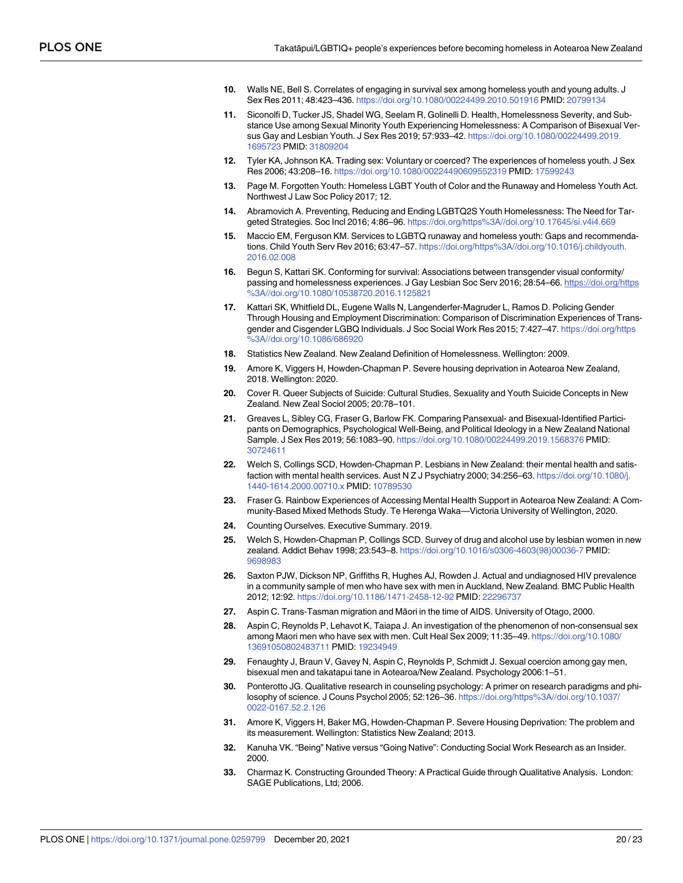10. Walls NE, Bell S. Correlates of engaging in survival sex among homeless youth and young adults. J Sex Res 2011; 48:423–436. https://doi.org/10.1080/00224499.2010.501916 PMID: 20799134
11. Siconolfi D, Tucker JS, Shadel WG, Seelam R, Golinelli D. Health, Homelessness Severity, and Substance Use among Sexual Minority Youth Experiencing Homelessness: A Comparison of Bisexual Versus Gay and Lesbian Youth. J Sex Res 2019; 57:933–42. https://doi.org/10.1080/00224499.2019.1695723 PMID: 31809204
12. Tyler KA, Johnson KA. Trading sex: Voluntary or coerced? The experiences of homeless youth. J Sex Res 2006; 43:208–16. https://doi.org/10.1080/00224490609552319 PMID: 17599243
13. Page M. Forgotten Youth: Homeless LGBT Youth of Color and the Runaway and Homeless Youth Act. Northwest J Law Soc Policy 2017; 12.
14. Abramovich A. Preventing, Reducing and Ending LGBTQ2S Youth Homelessness: The Need for Targeted Strategies. Soc Incl 2016; 4:86–96. https://doi.org/https%3A//doi.org/10.17645/si.v4i4.669
15. Maccio EM, Ferguson KM. Services to LGBTQ runaway and homeless youth: Gaps and recommendations. Child Youth Serv Rev 2016; 63:47–57. https://doi.org/https%3A//doi.org/10.1016/j.childyouth.2016.02.008
16. Begun S, Kattari SK. Conforming for survival: Associations between transgender visual conformity/passing and homelessness experiences. J Gay Lesbian Soc Serv 2016; 28:54–66. https://doi.org/https%3A//doi.org/10.1080/10538720.2016.1125821
17. Kattari SK, Whitfield DL, Eugene Walls N, Langenderfer-Magruder L, Ramos D. Policing Gender Through Housing and Employment Discrimination: Comparison of Discrimination Experiences of Transgender and Cisgender LGBQ Individuals. J Soc Social Work Res 2015; 7:427–47. https://doi.org/https%3A//doi.org/10.1086/686920
18. Statistics New Zealand. New Zealand Definition of Homelessness. Wellington: 2009.
19. Amore K, Viggers H, Howden-Chapman P. Severe housing deprivation in Aotearoa New Zealand, 2018. Wellington: 2020.
20. Cover R. Queer Subjects of Suicide: Cultural Studies, Sexuality and Youth Suicide Concepts in New Zealand. New Zeal Sociol 2005; 20:78–101.
21. Greaves L, Sibley CG, Fraser G, Barlow FK. Comparing Pansexual- and Bisexual-Identified Participants on Demographics, Psychological Well-Being, and Political Ideology in a New Zealand National Sample. J Sex Res 2019; 56:1083–90. https://doi.org/10.1080/00224499.2019.1568376 PMID: 30724611
22. Welch S, Collings SCD, Howden-Chapman P. Lesbians in New Zealand: their mental health and satisfaction with mental health services. Aust N Z J Psychiatry 2000; 34:256–63. https://doi.org/10.1080/j.1440-1614.2000.00710.x PMID: 10789530
23. Fraser G. Rainbow Experiences of Accessing Mental Health Support in Aotearoa New Zealand: A Community-Based Mixed Methods Study. Te Herenga Waka—Victoria University of Wellington, 2020.
24. Counting Ourselves. Executive Summary. 2019.
25. Welch S, Howden-Chapman P, Collings SCD. Survey of drug and alcohol use by lesbian women in new zealand. Addict Behav 1998; 23:543–8. https://doi.org/10.1016/s0306-4603(98)00036-7 PMID: 9698983
26. Saxton PJW, Dickson NP, Griffiths R, Hughes AJ, Rowden J. Actual and undiagnosed HIV prevalence in a community sample of men who have sex with men in Auckland, New Zealand. BMC Public Health 2012; 12:92. https://doi.org/10.1186/1471-2458-12-92 PMID: 22296737
27. Aspin C. Trans-Tasman migration and Māori in the time of AIDS. University of Otago, 2000.
28. Aspin C, Reynolds P, Lehavot K, Taiapa J. An investigation of the phenomenon of non-consensual sex among Maori men who have sex with men. Cult Heal Sex 2009; 11:35–49. https://doi.org/10.1080/13691050802483711 PMID: 19234949
29. Fenaughty J, Braun V, Gavey N, Aspin C, Reynolds P, Schmidt J. Sexual coercion among gay men, bisexual men and takatapui tane in Aotearoa/New Zealand. Psychology 2006:1–51.
30. Ponterotto JG. Qualitative research in counseling psychology: A primer on research paradigms and philosophy of science. J Couns Psychol 2005; 52:126–36. https://doi.org/https%3A//doi.org/10.1037/0022-0167.52.2.126
31. Amore K, Viggers H, Baker MG, Howden-Chapman P. Severe Housing Deprivation: The problem and its measurement. Wellington: Statistics New Zealand; 2013.
32. Kanuha VK. "Being" Native versus "Going Native": Conducting Social Work Research as an Insider. 2000.
33. Charmaz K. Constructing Grounded Theory: A Practical Guide through Qualitative Analysis. London: SAGE Publications, Ltd; 2006.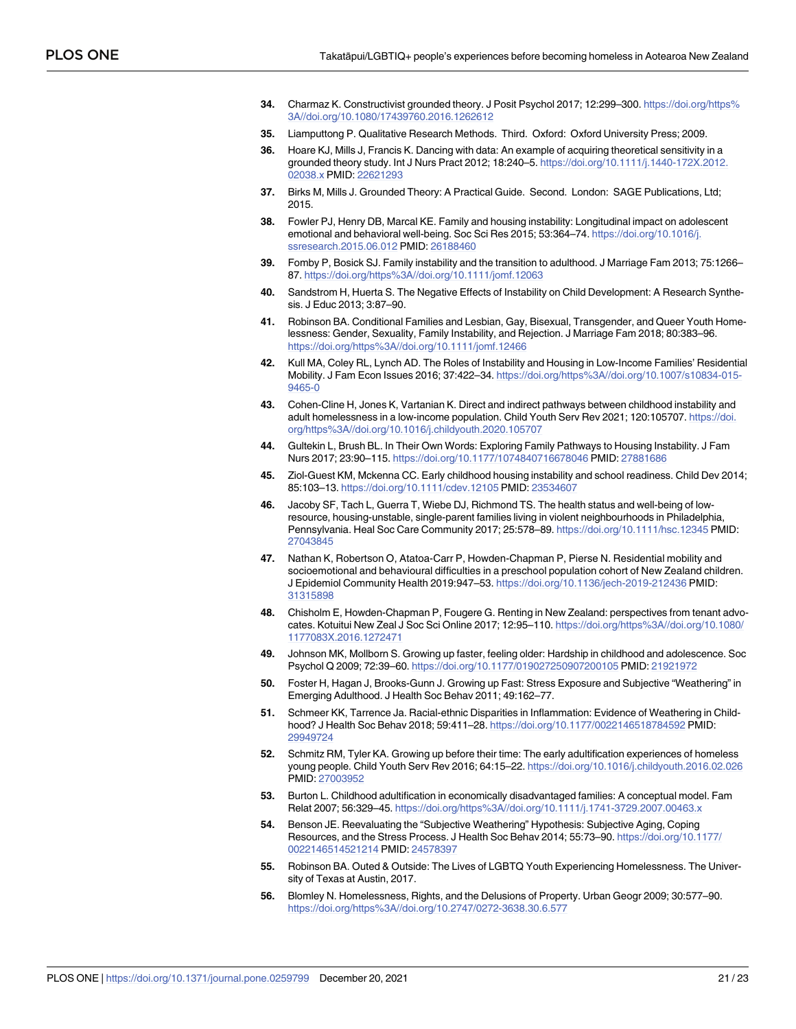34. Charmaz K. Constructivist grounded theory. J Posit Psychol 2017; 12:299–300. https://doi.org/https%3A//doi.org/10.1080/17439760.2016.1262612

35. Liamputtong P. Qualitative Research Methods. Third. Oxford: Oxford University Press; 2009.

36. Hoare KJ, Mills J, Francis K. Dancing with data: An example of acquiring theoretical sensitivity in a grounded theory study. Int J Nurs Pract 2012; 18:240–5. https://doi.org/10.1111/j.1440-172X.2012.02038.x PMID: 22621293

37. Birks M, Mills J. Grounded Theory: A Practical Guide. Second. London: SAGE Publications, Ltd; 2015.

38. Fowler PJ, Henry DB, Marcal KE. Family and housing instability: Longitudinal impact on adolescent emotional and behavioral well-being. Soc Sci Res 2015; 53:364–74. https://doi.org/10.1016/j.ssresearch.2015.06.012 PMID: 26188460

39. Fomby P, Bosick SJ. Family instability and the transition to adulthood. J Marriage Fam 2013; 75:1266–87. https://doi.org/https%3A//doi.org/10.1111/jomf.12063

40. Sandstrom H, Huerta S. The Negative Effects of Instability on Child Development: A Research Synthesis. J Educ 2013; 3:87–90.

41. Robinson BA. Conditional Families and Lesbian, Gay, Bisexual, Transgender, and Queer Youth Homelessness: Gender, Sexuality, Family Instability, and Rejection. J Marriage Fam 2018; 80:383–96. https://doi.org/https%3A//doi.org/10.1111/jomf.12466

42. Kull MA, Coley RL, Lynch AD. The Roles of Instability and Housing in Low-Income Families' Residential Mobility. J Fam Econ Issues 2016; 37:422–34. https://doi.org/https%3A//doi.org/10.1007/s10834-015-9465-0

43. Cohen-Cline H, Jones K, Vartanian K. Direct and indirect pathways between childhood instability and adult homelessness in a low-income population. Child Youth Serv Rev 2021; 120:105707. https://doi.org/https%3A//doi.org/10.1016/j.childyouth.2020.105707

44. Gultekin L, Brush BL. In Their Own Words: Exploring Family Pathways to Housing Instability. J Fam Nurs 2017; 23:90–115. https://doi.org/10.1177/1074840716678046 PMID: 27881686

45. Ziol-Guest KM, Mckenna CC. Early childhood housing instability and school readiness. Child Dev 2014; 85:103–13. https://doi.org/10.1111/cdev.12105 PMID: 23534607

46. Jacoby SF, Tach L, Guerra T, Wiebe DJ, Richmond TS. The health status and well-being of low-resource, housing-unstable, single-parent families living in violent neighbourhoods in Philadelphia, Pennsylvania. Heal Soc Care Community 2017; 25:578–89. https://doi.org/10.1111/hsc.12345 PMID: 27043845

47. Nathan K, Robertson O, Atatoa-Carr P, Howden-Chapman P, Pierse N. Residential mobility and socioemotional and behavioural difficulties in a preschool population cohort of New Zealand children. J Epidemiol Community Health 2019:947–53. https://doi.org/10.1136/jech-2019-212436 PMID: 31315898

48. Chisholm E, Howden-Chapman P, Fougere G. Renting in New Zealand: perspectives from tenant advocates. Kotuitui New Zeal J Soc Sci Online 2017; 12:95–110. https://doi.org/https%3A//doi.org/10.1080/1177083X.2016.1272471

49. Johnson MK, Mollborn S. Growing up faster, feeling older: Hardship in childhood and adolescence. Soc Psychol Q 2009; 72:39–60. https://doi.org/10.1177/019027250907200105 PMID: 21921972

50. Foster H, Hagan J, Brooks-Gunn J. Growing up Fast: Stress Exposure and Subjective "Weathering" in Emerging Adulthood. J Health Soc Behav 2011; 49:162–77.

51. Schmeer KK, Tarrence Ja. Racial-ethnic Disparities in Inflammation: Evidence of Weathering in Childhood? J Health Soc Behav 2018; 59:411–28. https://doi.org/10.1177/0022146518784592 PMID: 29949724

52. Schmitz RM, Tyler KA. Growing up before their time: The early adultification experiences of homeless young people. Child Youth Serv Rev 2016; 64:15–22. https://doi.org/10.1016/j.childyouth.2016.02.026 PMID: 27003952

53. Burton L. Childhood adultification in economically disadvantaged families: A conceptual model. Fam Relat 2007; 56:329–45. https://doi.org/https%3A//doi.org/10.1111/j.1741-3729.2007.00463.x

54. Benson JE. Reevaluating the "Subjective Weathering" Hypothesis: Subjective Aging, Coping Resources, and the Stress Process. J Health Soc Behav 2014; 55:73–90. https://doi.org/10.1177/0022146514521214 PMID: 24578397

55. Robinson BA. Outed & Outside: The Lives of LGBTQ Youth Experiencing Homelessness. The University of Texas at Austin, 2017.

56. Blomley N. Homelessness, Rights, and the Delusions of Property. Urban Geogr 2009; 30:577–90. https://doi.org/https%3A//doi.org/10.2747/0272-3638.30.6.577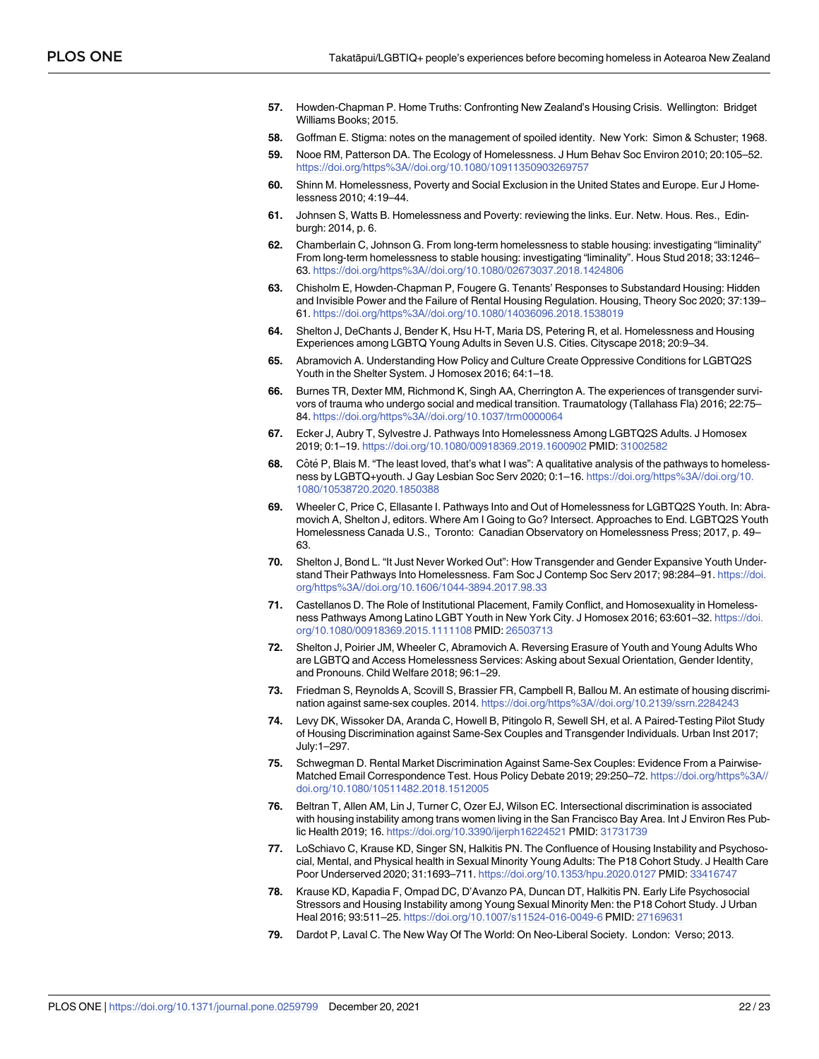57. Howden-Chapman P. Home Truths: Confronting New Zealand's Housing Crisis. Wellington: Bridget Williams Books; 2015.
58. Goffman E. Stigma: notes on the management of spoiled identity. New York: Simon & Schuster; 1968.
59. Nooe RM, Patterson DA. The Ecology of Homelessness. J Hum Behav Soc Environ 2010; 20:105–52. https://doi.org/https%3A//doi.org/10.1080/10911350903269757
60. Shinn M. Homelessness, Poverty and Social Exclusion in the United States and Europe. Eur J Homelessness 2010; 4:19–44.
61. Johnsen S, Watts B. Homelessness and Poverty: reviewing the links. Eur. Netw. Hous. Res., Edinburgh: 2014, p. 6.
62. Chamberlain C, Johnson G. From long-term homelessness to stable housing: investigating "liminality" From long-term homelessness to stable housing: investigating "liminality". Hous Stud 2018; 33:1246–63. https://doi.org/https%3A//doi.org/10.1080/02673037.2018.1424806
63. Chisholm E, Howden-Chapman P, Fougere G. Tenants' Responses to Substandard Housing: Hidden and Invisible Power and the Failure of Rental Housing Regulation. Housing, Theory Soc 2020; 37:139–61. https://doi.org/https%3A//doi.org/10.1080/14036096.2018.1538019
64. Shelton J, DeChants J, Bender K, Hsu H-T, Maria DS, Petering R, et al. Homelessness and Housing Experiences among LGBTQ Young Adults in Seven U.S. Cities. Cityscape 2018; 20:9–34.
65. Abramovich A. Understanding How Policy and Culture Create Oppressive Conditions for LGBTQ2S Youth in the Shelter System. J Homosex 2016; 64:1–18.
66. Burnes TR, Dexter MM, Richmond K, Singh AA, Cherrington A. The experiences of transgender survivors of trauma who undergo social and medical transition. Traumatology (Tallahass Fla) 2016; 22:75–84. https://doi.org/https%3A//doi.org/10.1037/trm0000064
67. Ecker J, Aubry T, Sylvestre J. Pathways Into Homelessness Among LGBTQ2S Adults. J Homosex 2019; 0:1–19. https://doi.org/10.1080/00918369.2019.1600902 PMID: 31002582
68. Côté P, Blais M. "The least loved, that's what I was": A qualitative analysis of the pathways to homelessness by LGBTQ+youth. J Gay Lesbian Soc Serv 2020; 0:1–16. https://doi.org/https%3A//doi.org/10.1080/10538720.2020.1850388
69. Wheeler C, Price C, Ellasante I. Pathways Into and Out of Homelessness for LGBTQ2S Youth. In: Abramovich A, Shelton J, editors. Where Am I Going to Go? Intersect. Approaches to End. LGBTQ2S Youth Homelessness Canada U.S., Toronto: Canadian Observatory on Homelessness Press; 2017, p. 49–63.
70. Shelton J, Bond L. "It Just Never Worked Out": How Transgender and Gender Expansive Youth Understand Their Pathways Into Homelessness. Fam Soc J Contemp Soc Serv 2017; 98:284–91. https://doi.org/https%3A//doi.org/10.1606/1044-3894.2017.98.33
71. Castellanos D. The Role of Institutional Placement, Family Conflict, and Homosexuality in Homelessness Pathways Among Latino LGBT Youth in New York City. J Homosex 2016; 63:601–32. https://doi.org/10.1080/00918369.2015.1111108 PMID: 26503713
72. Shelton J, Poirier JM, Wheeler C, Abramovich A. Reversing Erasure of Youth and Young Adults Who are LGBTQ and Access Homelessness Services: Asking about Sexual Orientation, Gender Identity, and Pronouns. Child Welfare 2018; 96:1–29.
73. Friedman S, Reynolds A, Scovill S, Brassier FR, Campbell R, Ballou M. An estimate of housing discrimination against same-sex couples. 2014. https://doi.org/https%3A//doi.org/10.2139/ssrn.2284243
74. Levy DK, Wissoker DA, Aranda C, Howell B, Pitingolo R, Sewell SH, et al. A Paired-Testing Pilot Study of Housing Discrimination against Same-Sex Couples and Transgender Individuals. Urban Inst 2017; July:1–297.
75. Schwegman D. Rental Market Discrimination Against Same-Sex Couples: Evidence From a Pairwise-Matched Email Correspondence Test. Hous Policy Debate 2019; 29:250–72. https://doi.org/https%3A//doi.org/10.1080/10511482.2018.1512005
76. Beltran T, Allen AM, Lin J, Turner C, Ozer EJ, Wilson EC. Intersectional discrimination is associated with housing instability among trans women living in the San Francisco Bay Area. Int J Environ Res Public Health 2019; 16. https://doi.org/10.3390/ijerph16224521 PMID: 31731739
77. LoSchiavo C, Krause KD, Singer SN, Halkitis PN. The Confluence of Housing Instability and Psychosocial, Mental, and Physical health in Sexual Minority Young Adults: The P18 Cohort Study. J Health Care Poor Underserved 2020; 31:1693–711. https://doi.org/10.1353/hpu.2020.0127 PMID: 33416747
78. Krause KD, Kapadia F, Ompad DC, D'Avanzo PA, Duncan DT, Halkitis PN. Early Life Psychosocial Stressors and Housing Instability among Young Sexual Minority Men: the P18 Cohort Study. J Urban Heal 2016; 93:511–25. https://doi.org/10.1007/s11524-016-0049-6 PMID: 27169631
79. Dardot P, Laval C. The New Way Of The World: On Neo-Liberal Society. London: Verso; 2013.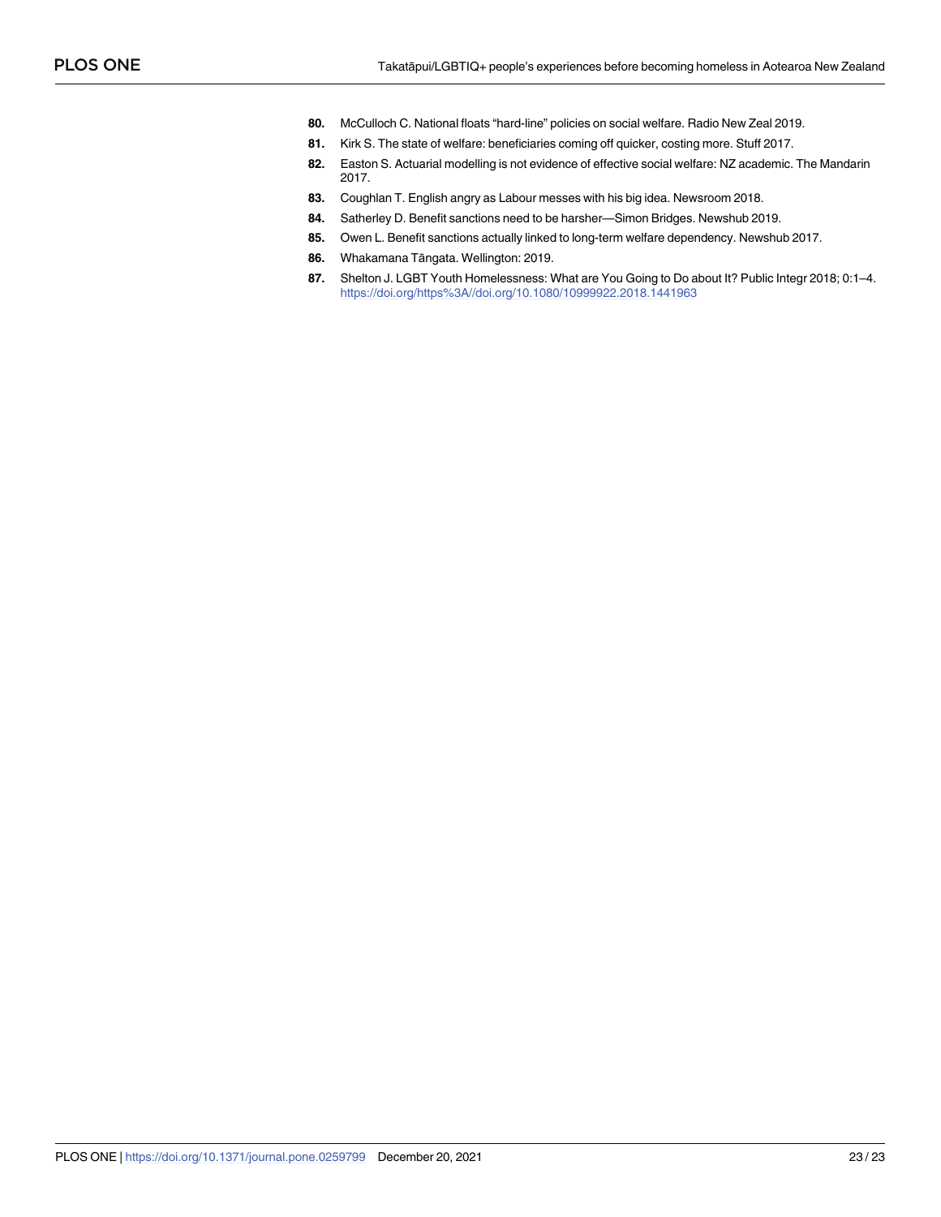80. McCulloch C. National floats "hard-line" policies on social welfare. Radio New Zeal 2019.
81. Kirk S. The state of welfare: beneficiaries coming off quicker, costing more. Stuff 2017.
82. Easton S. Actuarial modelling is not evidence of effective social welfare: NZ academic. The Mandarin 2017.
83. Coughlan T. English angry as Labour messes with his big idea. Newsroom 2018.
84. Satherley D. Benefit sanctions need to be harsher—Simon Bridges. Newshub 2019.
85. Owen L. Benefit sanctions actually linked to long-term welfare dependency. Newshub 2017.
86. Whakamana Tāngata. Wellington: 2019.
87. Shelton J. LGBT Youth Homelessness: What are You Going to Do about It? Public Integr 2018; 0:1–4. https://doi.org/https%3A//doi.org/10.1080/10999922.2018.1441963